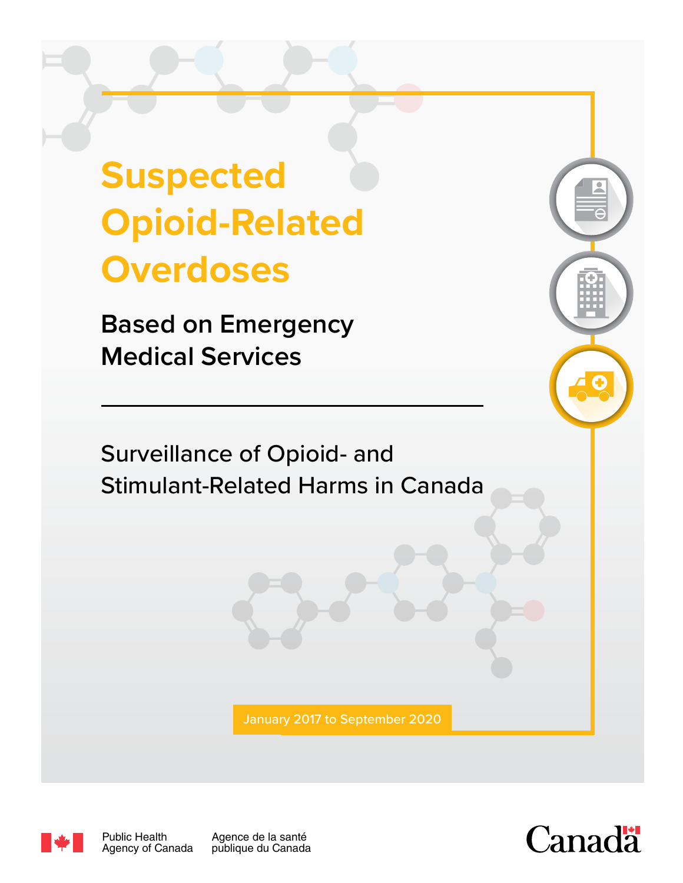# Suspected Opioid-Related Overdoses

## Based on Emergency Medical Services

---

Surveillance of Opioid- and Stimulant-Related Harms in Canada

January 2017 to September 2020

Public Health Agency of Canada

Agence de la santé publique du Canada

Canada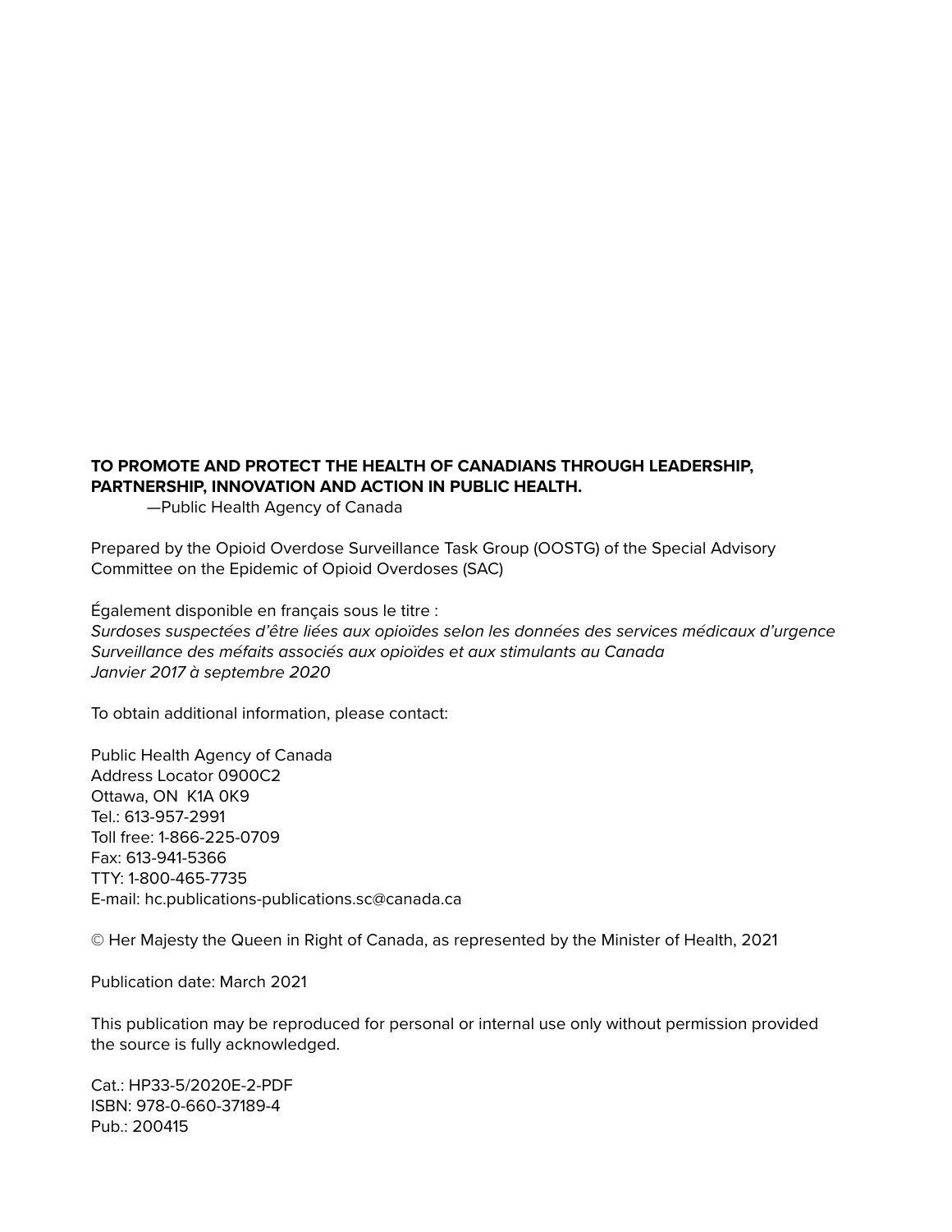**TO PROMOTE AND PROTECT THE HEALTH OF CANADIANS THROUGH LEADERSHIP, PARTNERSHIP, INNOVATION AND ACTION IN PUBLIC HEALTH.**

—Public Health Agency of Canada

Prepared by the Opioid Overdose Surveillance Task Group (OOSTG) of the Special Advisory Committee on the Epidemic of Opioid Overdoses (SAC)

Également disponible en français sous le titre :
*Surdoses suspectées d'être liées aux opioïdes selon les données des services médicaux d'urgence*
*Surveillance des méfaits associés aux opioïdes et aux stimulants au Canada*
*Janvier 2017 à septembre 2020*

To obtain additional information, please contact:

Public Health Agency of Canada
Address Locator 0900C2
Ottawa, ON K1A 0K9
Tel.: 613-957-2991
Toll free: 1-866-225-0709
Fax: 613-941-5366
TTY: 1-800-465-7735
E-mail: hc.publications-publications.sc@canada.ca

© Her Majesty the Queen in Right of Canada, as represented by the Minister of Health, 2021

Publication date: March 2021

This publication may be reproduced for personal or internal use only without permission provided the source is fully acknowledged.

Cat.: HP33-5/2020E-2-PDF
ISBN: 978-0-660-37189-4
Pub.: 200415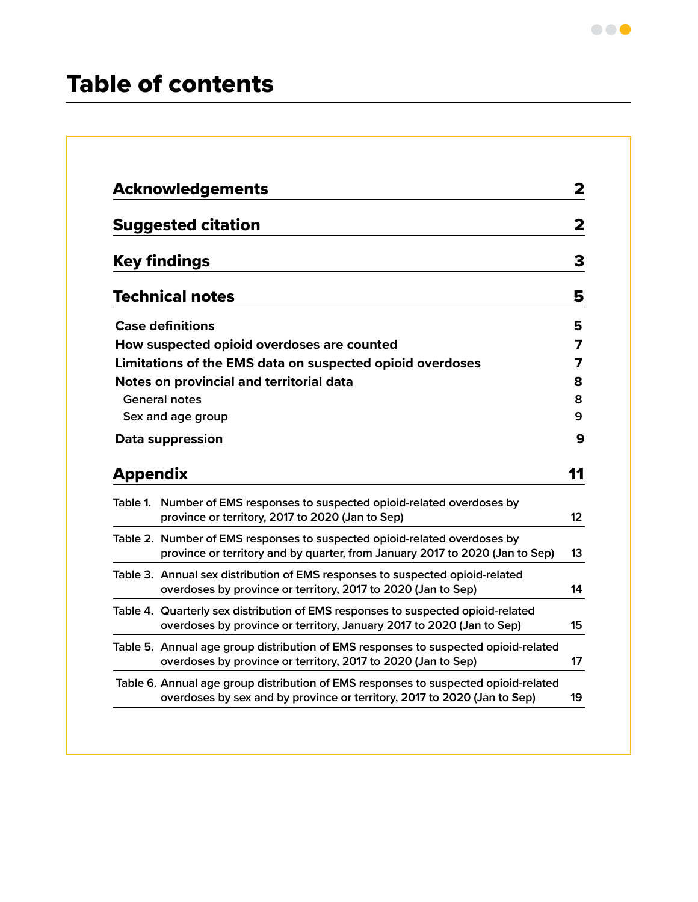# Table of contents

| | |
|---|---|
| **Acknowledgements** | **2** |
| **Suggested citation** | **2** |
| **Key findings** | **3** |
| **Technical notes** | **5** |
| Case definitions | 5 |
| How suspected opioid overdoses are counted | 7 |
| Limitations of the EMS data on suspected opioid overdoses | 7 |
| Notes on provincial and territorial data | 8 |
| General notes | 8 |
| Sex and age group | 9 |
| Data suppression | 9 |
| **Appendix** | **11** |
| Table 1. Number of EMS responses to suspected opioid-related overdoses by province or territory, 2017 to 2020 (Jan to Sep) | 12 |
| Table 2. Number of EMS responses to suspected opioid-related overdoses by province or territory and by quarter, from January 2017 to 2020 (Jan to Sep) | 13 |
| Table 3. Annual sex distribution of EMS responses to suspected opioid-related overdoses by province or territory, 2017 to 2020 (Jan to Sep) | 14 |
| Table 4. Quarterly sex distribution of EMS responses to suspected opioid-related overdoses by province or territory, January 2017 to 2020 (Jan to Sep) | 15 |
| Table 5. Annual age group distribution of EMS responses to suspected opioid-related overdoses by province or territory, 2017 to 2020 (Jan to Sep) | 17 |
| Table 6. Annual age group distribution of EMS responses to suspected opioid-related overdoses by sex and by province or territory, 2017 to 2020 (Jan to Sep) | 19 |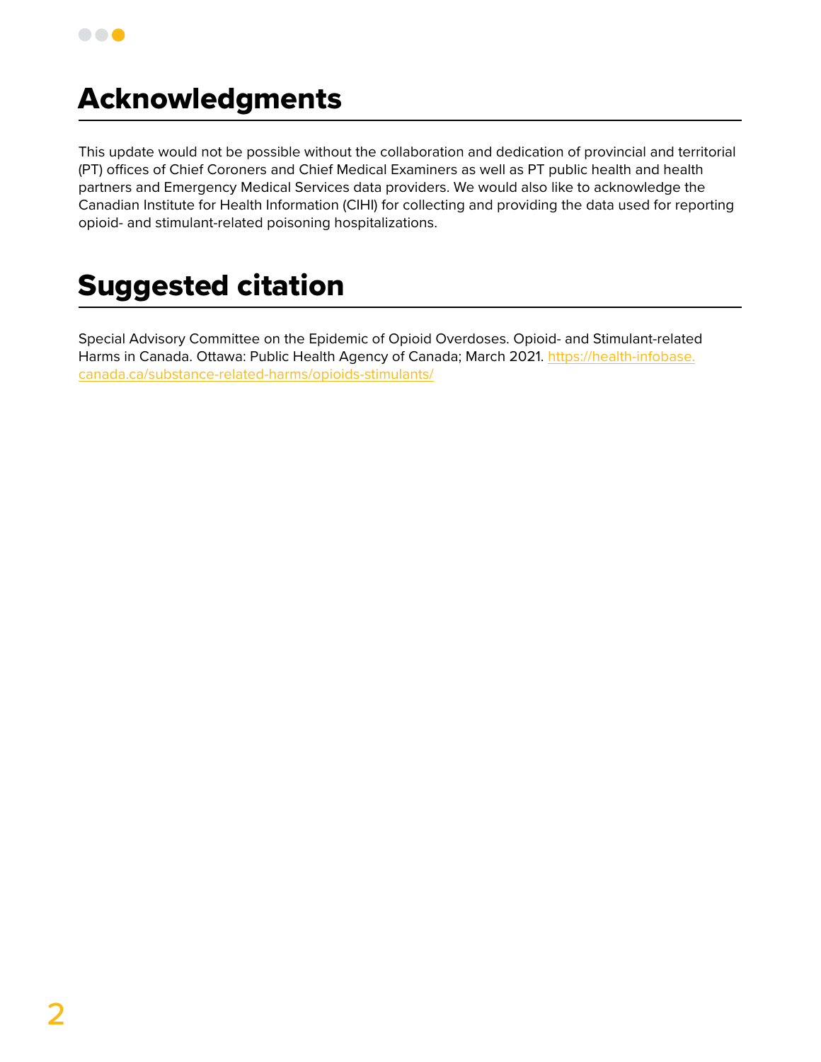# Acknowledgments

This update would not be possible without the collaboration and dedication of provincial and territorial (PT) offices of Chief Coroners and Chief Medical Examiners as well as PT public health and health partners and Emergency Medical Services data providers. We would also like to acknowledge the Canadian Institute for Health Information (CIHI) for collecting and providing the data used for reporting opioid- and stimulant-related poisoning hospitalizations.

# Suggested citation

Special Advisory Committee on the Epidemic of Opioid Overdoses. Opioid- and Stimulant-related Harms in Canada. Ottawa: Public Health Agency of Canada; March 2021. https://health-infobase.canada.ca/substance-related-harms/opioids-stimulants/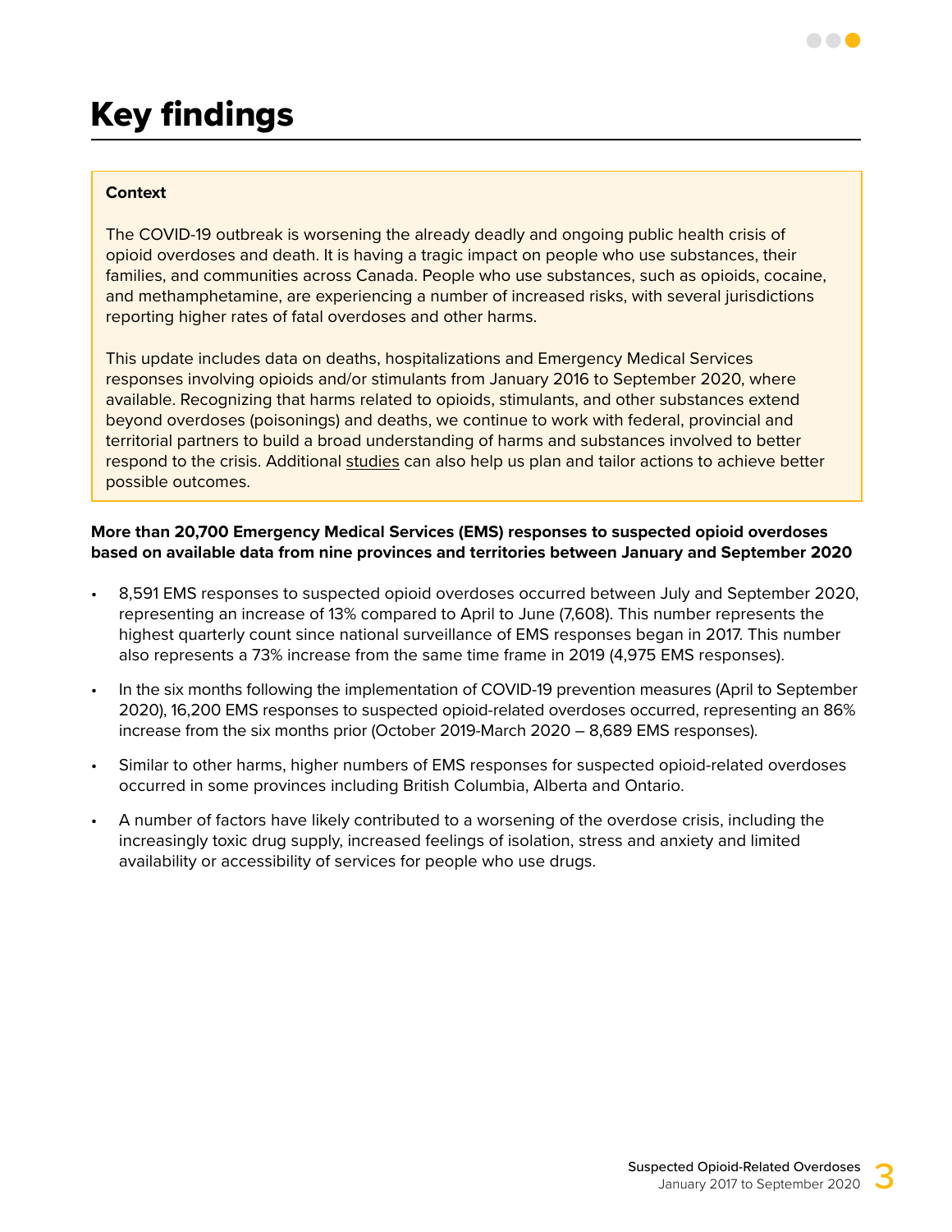# Key findings

**Context**

The COVID-19 outbreak is worsening the already deadly and ongoing public health crisis of opioid overdoses and death. It is having a tragic impact on people who use substances, their families, and communities across Canada. People who use substances, such as opioids, cocaine, and methamphetamine, are experiencing a number of increased risks, with several jurisdictions reporting higher rates of fatal overdoses and other harms.

This update includes data on deaths, hospitalizations and Emergency Medical Services responses involving opioids and/or stimulants from January 2016 to September 2020, where available. Recognizing that harms related to opioids, stimulants, and other substances extend beyond overdoses (poisonings) and deaths, we continue to work with federal, provincial and territorial partners to build a broad understanding of harms and substances involved to better respond to the crisis. Additional studies can also help us plan and tailor actions to achieve better possible outcomes.

**More than 20,700 Emergency Medical Services (EMS) responses to suspected opioid overdoses based on available data from nine provinces and territories between January and September 2020**

- 8,591 EMS responses to suspected opioid overdoses occurred between July and September 2020, representing an increase of 13% compared to April to June (7,608). This number represents the highest quarterly count since national surveillance of EMS responses began in 2017. This number also represents a 73% increase from the same time frame in 2019 (4,975 EMS responses).
- In the six months following the implementation of COVID-19 prevention measures (April to September 2020), 16,200 EMS responses to suspected opioid-related overdoses occurred, representing an 86% increase from the six months prior (October 2019-March 2020 – 8,689 EMS responses).
- Similar to other harms, higher numbers of EMS responses for suspected opioid-related overdoses occurred in some provinces including British Columbia, Alberta and Ontario.
- A number of factors have likely contributed to a worsening of the overdose crisis, including the increasingly toxic drug supply, increased feelings of isolation, stress and anxiety and limited availability or accessibility of services for people who use drugs.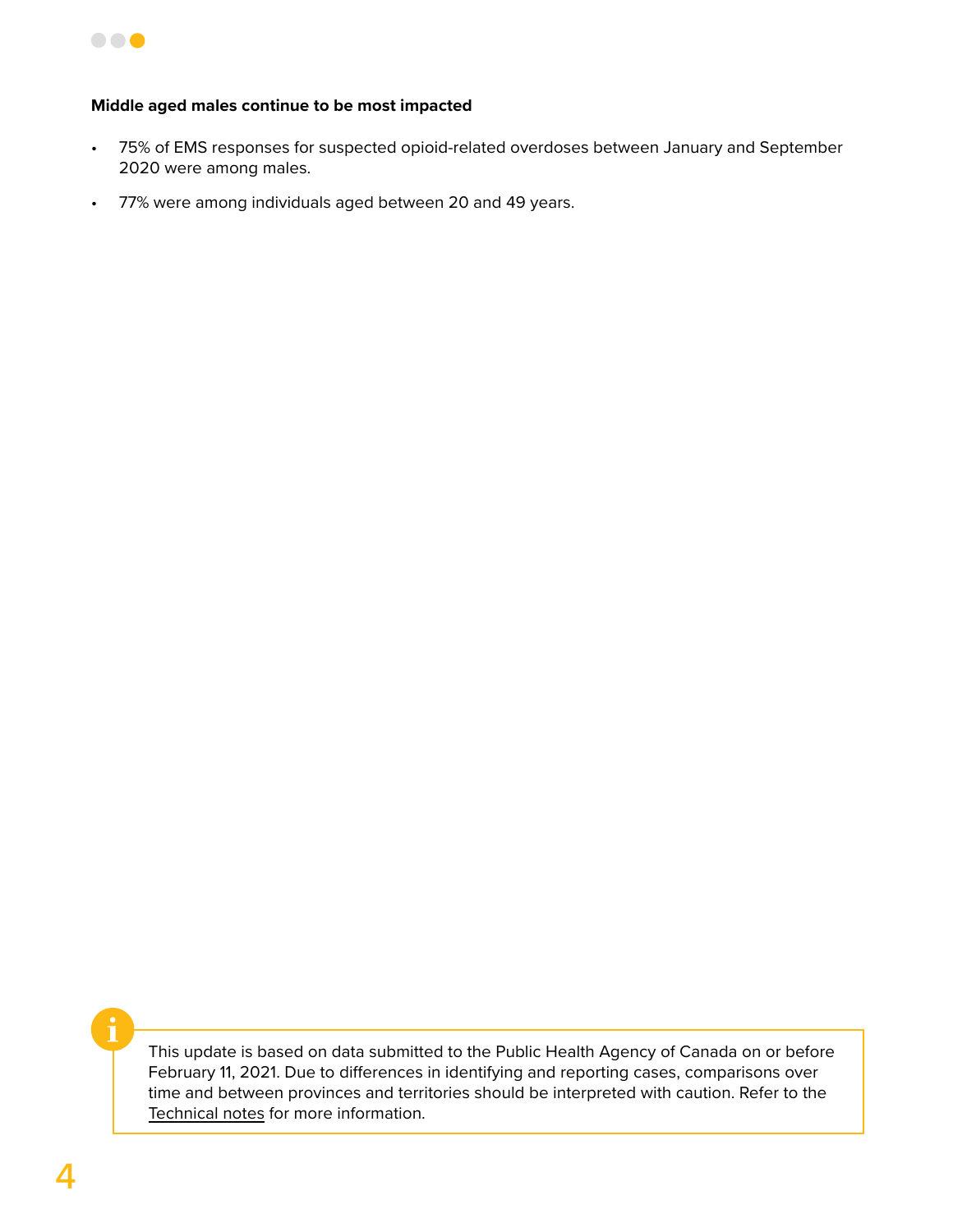**Middle aged males continue to be most impacted**

- 75% of EMS responses for suspected opioid-related overdoses between January and September 2020 were among males.
- 77% were among individuals aged between 20 and 49 years.

This update is based on data submitted to the Public Health Agency of Canada on or before February 11, 2021. Due to differences in identifying and reporting cases, comparisons over time and between provinces and territories should be interpreted with caution. Refer to the Technical notes for more information.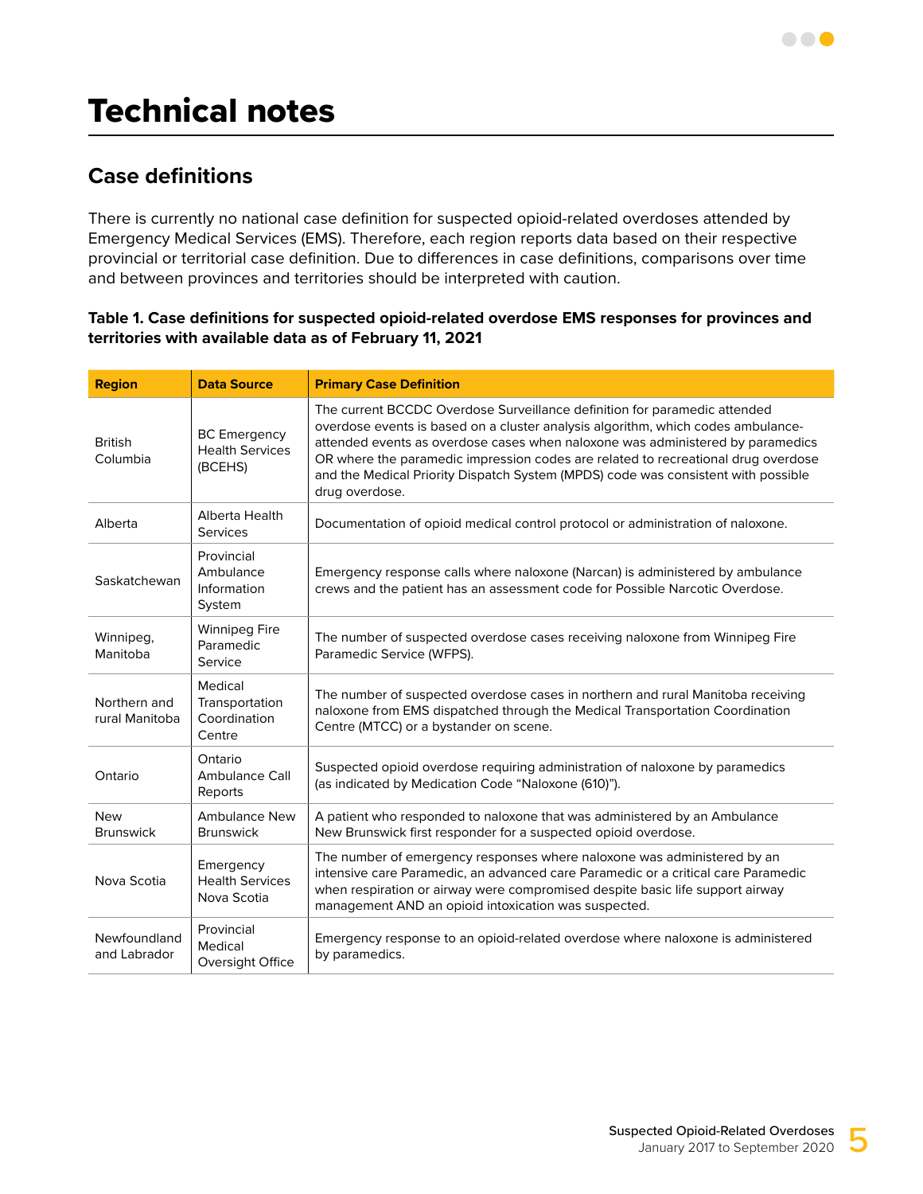# Technical notes

## Case definitions

There is currently no national case definition for suspected opioid-related overdoses attended by Emergency Medical Services (EMS). Therefore, each region reports data based on their respective provincial or territorial case definition. Due to differences in case definitions, comparisons over time and between provinces and territories should be interpreted with caution.

**Table 1. Case definitions for suspected opioid-related overdose EMS responses for provinces and territories with available data as of February 11, 2021**

| Region | Data Source | Primary Case Definition |
|---|---|---|
| British Columbia | BC Emergency Health Services (BCEHS) | The current BCCDC Overdose Surveillance definition for paramedic attended overdose events is based on a cluster analysis algorithm, which codes ambulance-attended events as overdose cases when naloxone was administered by paramedics OR where the paramedic impression codes are related to recreational drug overdose and the Medical Priority Dispatch System (MPDS) code was consistent with possible drug overdose. |
| Alberta | Alberta Health Services | Documentation of opioid medical control protocol or administration of naloxone. |
| Saskatchewan | Provincial Ambulance Information System | Emergency response calls where naloxone (Narcan) is administered by ambulance crews and the patient has an assessment code for Possible Narcotic Overdose. |
| Winnipeg, Manitoba | Winnipeg Fire Paramedic Service | The number of suspected overdose cases receiving naloxone from Winnipeg Fire Paramedic Service (WFPS). |
| Northern and rural Manitoba | Medical Transportation Coordination Centre | The number of suspected overdose cases in northern and rural Manitoba receiving naloxone from EMS dispatched through the Medical Transportation Coordination Centre (MTCC) or a bystander on scene. |
| Ontario | Ontario Ambulance Call Reports | Suspected opioid overdose requiring administration of naloxone by paramedics (as indicated by Medication Code "Naloxone (610)"). |
| New Brunswick | Ambulance New Brunswick | A patient who responded to naloxone that was administered by an Ambulance New Brunswick first responder for a suspected opioid overdose. |
| Nova Scotia | Emergency Health Services Nova Scotia | The number of emergency responses where naloxone was administered by an intensive care Paramedic, an advanced care Paramedic or a critical care Paramedic when respiration or airway were compromised despite basic life support airway management AND an opioid intoxication was suspected. |
| Newfoundland and Labrador | Provincial Medical Oversight Office | Emergency response to an opioid-related overdose where naloxone is administered by paramedics. |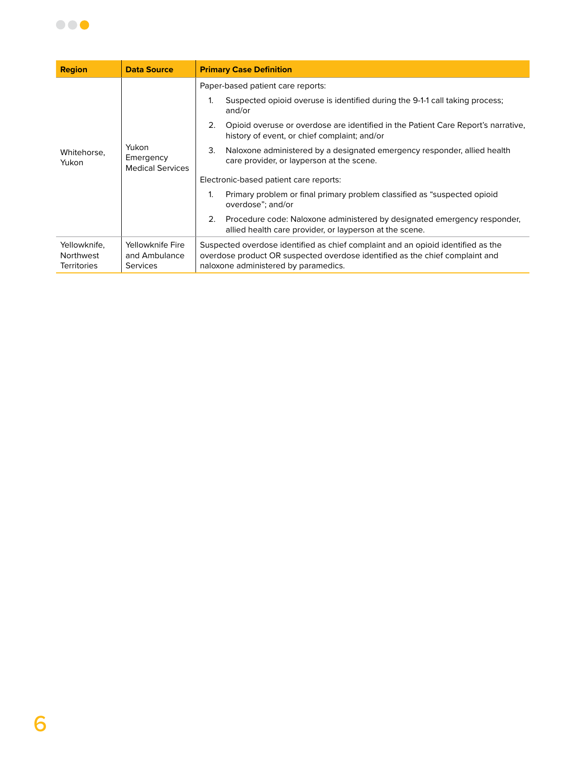| Region | Data Source | Primary Case Definition |
|---|---|---|
| Whitehorse, Yukon | Yukon Emergency Medical Services | Paper-based patient care reports:<br>1. Suspected opioid overuse is identified during the 9-1-1 call taking process; and/or<br>2. Opioid overuse or overdose are identified in the Patient Care Report's narrative, history of event, or chief complaint; and/or<br>3. Naloxone administered by a designated emergency responder, allied health care provider, or layperson at the scene.<br><br>Electronic-based patient care reports:<br>1. Primary problem or final primary problem classified as "suspected opioid overdose"; and/or<br>2. Procedure code: Naloxone administered by designated emergency responder, allied health care provider, or layperson at the scene. |
| Yellowknife, Northwest Territories | Yellowknife Fire and Ambulance Services | Suspected overdose identified as chief complaint and an opioid identified as the overdose product OR suspected overdose identified as the chief complaint and naloxone administered by paramedics. |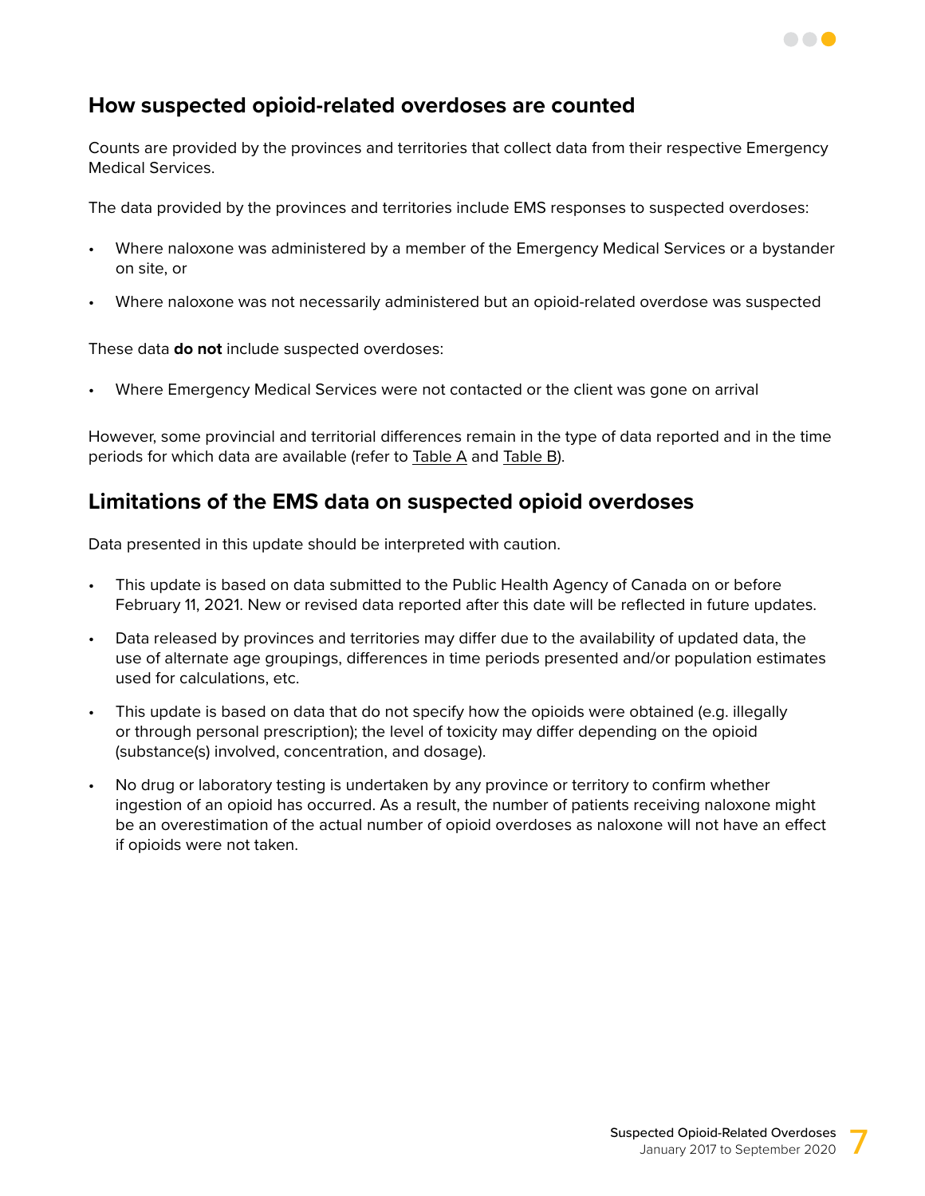## How suspected opioid-related overdoses are counted

Counts are provided by the provinces and territories that collect data from their respective Emergency Medical Services.

The data provided by the provinces and territories include EMS responses to suspected overdoses:

- Where naloxone was administered by a member of the Emergency Medical Services or a bystander on site, or
- Where naloxone was not necessarily administered but an opioid-related overdose was suspected

These data **do not** include suspected overdoses:

- Where Emergency Medical Services were not contacted or the client was gone on arrival

However, some provincial and territorial differences remain in the type of data reported and in the time periods for which data are available (refer to Table A and Table B).

## Limitations of the EMS data on suspected opioid overdoses

Data presented in this update should be interpreted with caution.

- This update is based on data submitted to the Public Health Agency of Canada on or before February 11, 2021. New or revised data reported after this date will be reflected in future updates.
- Data released by provinces and territories may differ due to the availability of updated data, the use of alternate age groupings, differences in time periods presented and/or population estimates used for calculations, etc.
- This update is based on data that do not specify how the opioids were obtained (e.g. illegally or through personal prescription); the level of toxicity may differ depending on the opioid (substance(s) involved, concentration, and dosage).
- No drug or laboratory testing is undertaken by any province or territory to confirm whether ingestion of an opioid has occurred. As a result, the number of patients receiving naloxone might be an overestimation of the actual number of opioid overdoses as naloxone will not have an effect if opioids were not taken.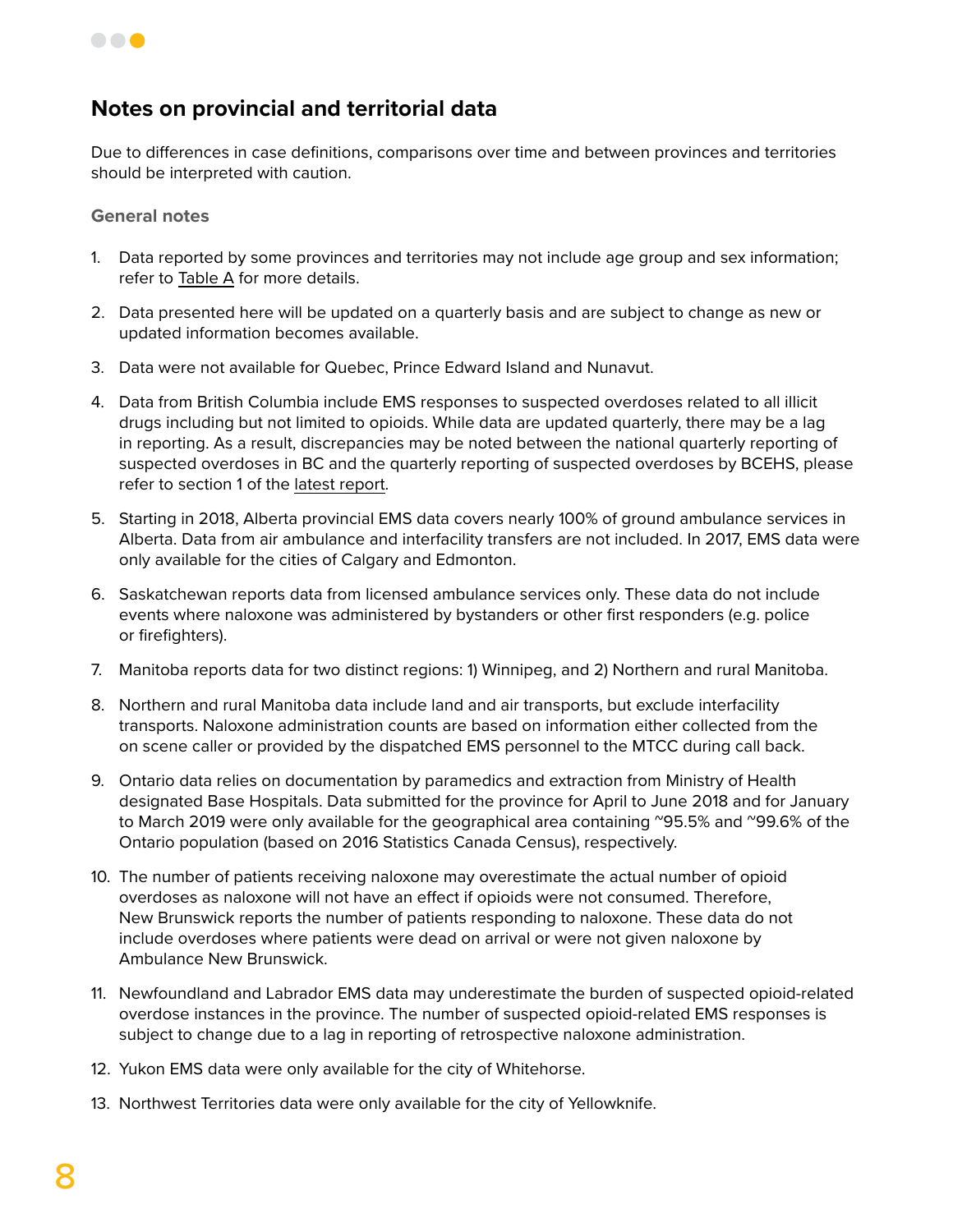## Notes on provincial and territorial data

Due to differences in case definitions, comparisons over time and between provinces and territories should be interpreted with caution.

### General notes

1. Data reported by some provinces and territories may not include age group and sex information; refer to Table A for more details.
2. Data presented here will be updated on a quarterly basis and are subject to change as new or updated information becomes available.
3. Data were not available for Quebec, Prince Edward Island and Nunavut.
4. Data from British Columbia include EMS responses to suspected overdoses related to all illicit drugs including but not limited to opioids. While data are updated quarterly, there may be a lag in reporting. As a result, discrepancies may be noted between the national quarterly reporting of suspected overdoses in BC and the quarterly reporting of suspected overdoses by BCEHS, please refer to section 1 of the latest report.
5. Starting in 2018, Alberta provincial EMS data covers nearly 100% of ground ambulance services in Alberta. Data from air ambulance and interfacility transfers are not included. In 2017, EMS data were only available for the cities of Calgary and Edmonton.
6. Saskatchewan reports data from licensed ambulance services only. These data do not include events where naloxone was administered by bystanders or other first responders (e.g. police or firefighters).
7. Manitoba reports data for two distinct regions: 1) Winnipeg, and 2) Northern and rural Manitoba.
8. Northern and rural Manitoba data include land and air transports, but exclude interfacility transports. Naloxone administration counts are based on information either collected from the on scene caller or provided by the dispatched EMS personnel to the MTCC during call back.
9. Ontario data relies on documentation by paramedics and extraction from Ministry of Health designated Base Hospitals. Data submitted for the province for April to June 2018 and for January to March 2019 were only available for the geographical area containing ~95.5% and ~99.6% of the Ontario population (based on 2016 Statistics Canada Census), respectively.
10. The number of patients receiving naloxone may overestimate the actual number of opioid overdoses as naloxone will not have an effect if opioids were not consumed. Therefore, New Brunswick reports the number of patients responding to naloxone. These data do not include overdoses where patients were dead on arrival or were not given naloxone by Ambulance New Brunswick.
11. Newfoundland and Labrador EMS data may underestimate the burden of suspected opioid-related overdose instances in the province. The number of suspected opioid-related EMS responses is subject to change due to a lag in reporting of retrospective naloxone administration.
12. Yukon EMS data were only available for the city of Whitehorse.
13. Northwest Territories data were only available for the city of Yellowknife.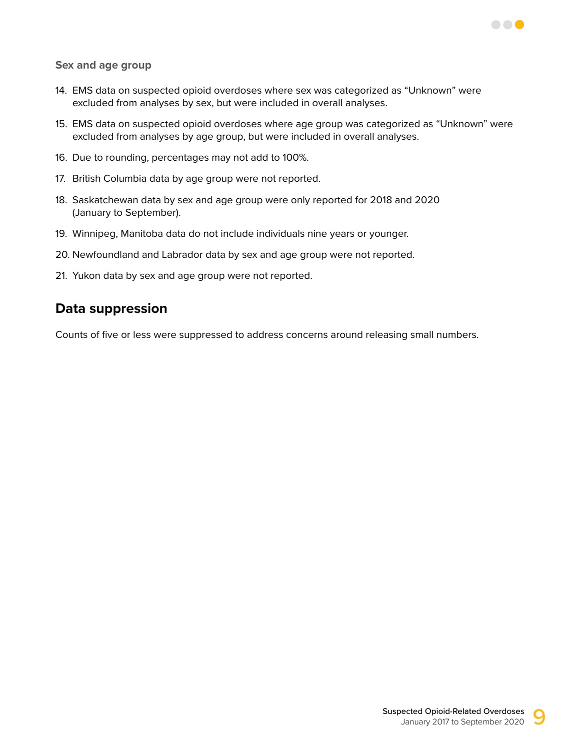### Sex and age group

14. EMS data on suspected opioid overdoses where sex was categorized as “Unknown” were excluded from analyses by sex, but were included in overall analyses.
15. EMS data on suspected opioid overdoses where age group was categorized as “Unknown” were excluded from analyses by age group, but were included in overall analyses.
16. Due to rounding, percentages may not add to 100%.
17. British Columbia data by age group were not reported.
18. Saskatchewan data by sex and age group were only reported for 2018 and 2020 (January to September).
19. Winnipeg, Manitoba data do not include individuals nine years or younger.
20. Newfoundland and Labrador data by sex and age group were not reported.
21. Yukon data by sex and age group were not reported.

## Data suppression

Counts of five or less were suppressed to address concerns around releasing small numbers.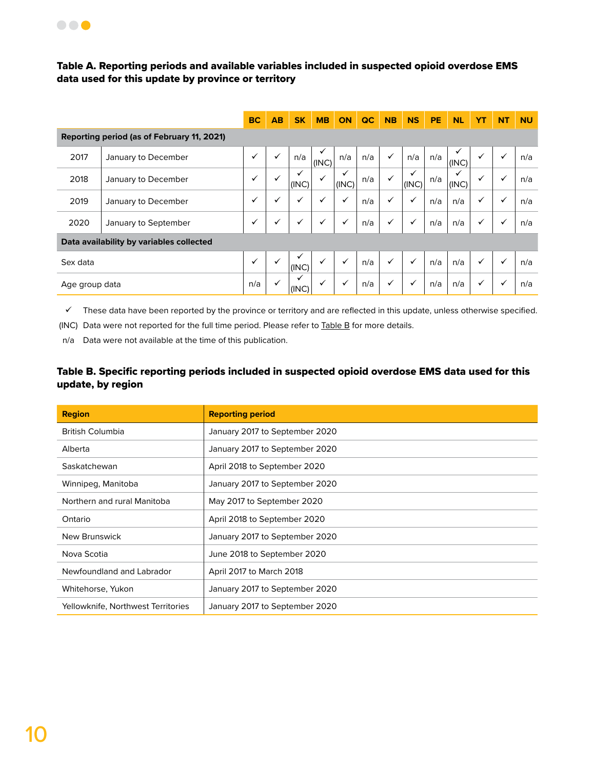**Table A. Reporting periods and available variables included in suspected opioid overdose EMS data used for this update by province or territory**

| | | BC | AB | SK | MB | ON | QC | NB | NS | PE | NL | YT | NT | NU |
|---|---|---|---|---|---|---|---|---|---|---|---|---|---|---|
| **Reporting period (as of February 11, 2021)** | | | | | | | | | | | | | | |
| 2017 | January to December | ✓ | ✓ | n/a | ✓ (INC) | n/a | n/a | ✓ | n/a | n/a | ✓ (INC) | ✓ | ✓ | n/a |
| 2018 | January to December | ✓ | ✓ | ✓ (INC) | ✓ | ✓ (INC) | n/a | ✓ | ✓ (INC) | n/a | ✓ (INC) | ✓ | ✓ | n/a |
| 2019 | January to December | ✓ | ✓ | ✓ | ✓ | ✓ | n/a | ✓ | ✓ | n/a | n/a | ✓ | ✓ | n/a |
| 2020 | January to September | ✓ | ✓ | ✓ | ✓ | ✓ | n/a | ✓ | ✓ | n/a | n/a | ✓ | ✓ | n/a |
| **Data availability by variables collected** | | | | | | | | | | | | | | |
| Sex data | | ✓ | ✓ | ✓ (INC) | ✓ | ✓ | n/a | ✓ | ✓ | n/a | n/a | ✓ | ✓ | n/a |
| Age group data | | n/a | ✓ | ✓ (INC) | ✓ | ✓ | n/a | ✓ | ✓ | n/a | n/a | ✓ | ✓ | n/a |

✓ These data have been reported by the province or territory and are reflected in this update, unless otherwise specified.

(INC) Data were not reported for the full time period. Please refer to Table B for more details.

n/a Data were not available at the time of this publication.

**Table B. Specific reporting periods included in suspected opioid overdose EMS data used for this update, by region**

| Region | Reporting period |
|---|---|
| British Columbia | January 2017 to September 2020 |
| Alberta | January 2017 to September 2020 |
| Saskatchewan | April 2018 to September 2020 |
| Winnipeg, Manitoba | January 2017 to September 2020 |
| Northern and rural Manitoba | May 2017 to September 2020 |
| Ontario | April 2018 to September 2020 |
| New Brunswick | January 2017 to September 2020 |
| Nova Scotia | June 2018 to September 2020 |
| Newfoundland and Labrador | April 2017 to March 2018 |
| Whitehorse, Yukon | January 2017 to September 2020 |
| Yellowknife, Northwest Territories | January 2017 to September 2020 |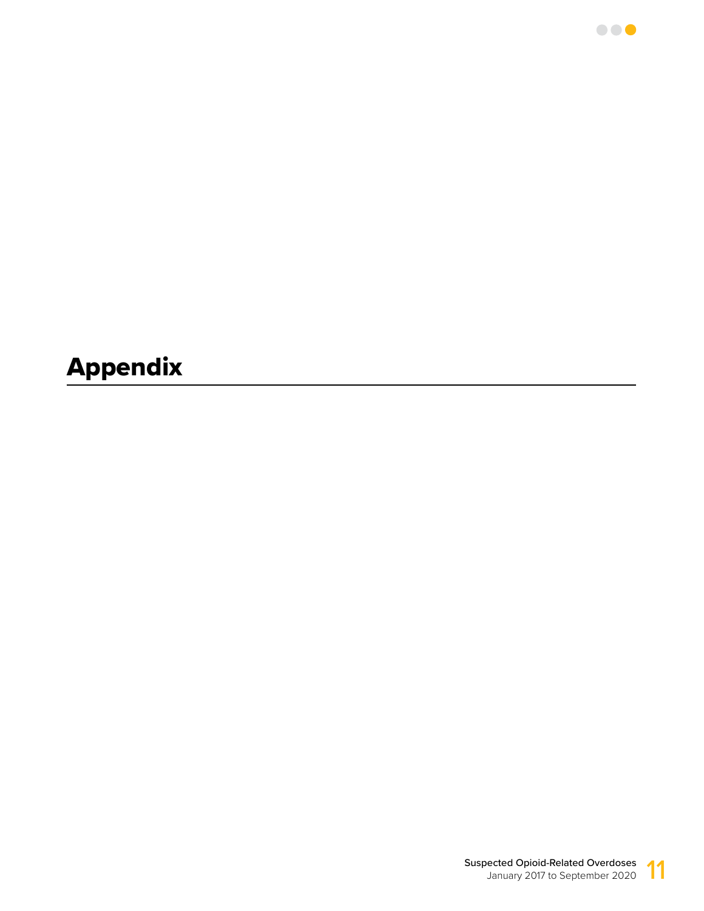# Appendix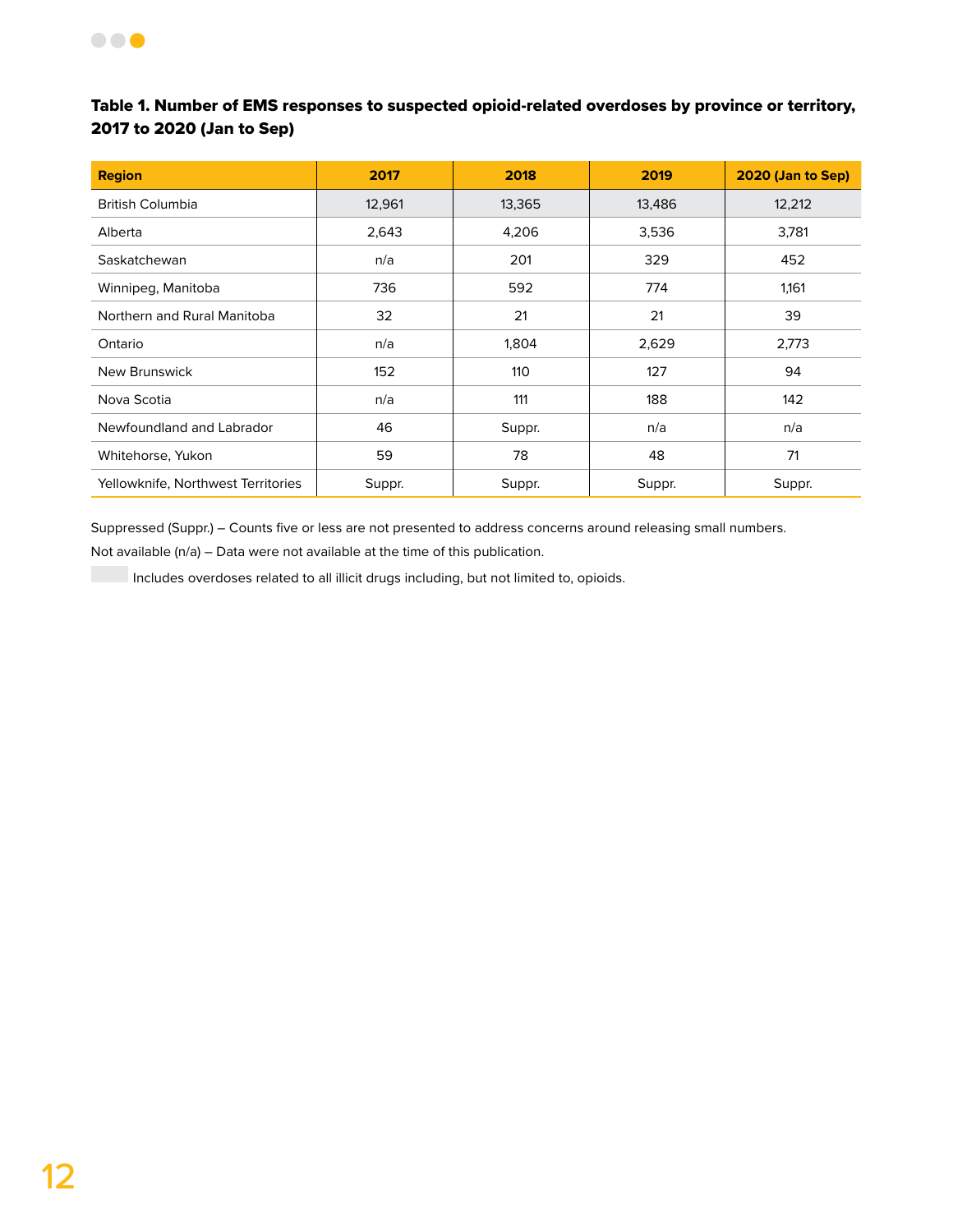**Table 1. Number of EMS responses to suspected opioid-related overdoses by province or territory, 2017 to 2020 (Jan to Sep)**

| Region | 2017 | 2018 | 2019 | 2020 (Jan to Sep) |
|---|---|---|---|---|
| British Columbia | 12,961 | 13,365 | 13,486 | 12,212 |
| Alberta | 2,643 | 4,206 | 3,536 | 3,781 |
| Saskatchewan | n/a | 201 | 329 | 452 |
| Winnipeg, Manitoba | 736 | 592 | 774 | 1,161 |
| Northern and Rural Manitoba | 32 | 21 | 21 | 39 |
| Ontario | n/a | 1,804 | 2,629 | 2,773 |
| New Brunswick | 152 | 110 | 127 | 94 |
| Nova Scotia | n/a | 111 | 188 | 142 |
| Newfoundland and Labrador | 46 | Suppr. | n/a | n/a |
| Whitehorse, Yukon | 59 | 78 | 48 | 71 |
| Yellowknife, Northwest Territories | Suppr. | Suppr. | Suppr. | Suppr. |

Suppressed (Suppr.) – Counts five or less are not presented to address concerns around releasing small numbers.

Not available (n/a) – Data were not available at the time of this publication.

(Shaded) Includes overdoses related to all illicit drugs including, but not limited to, opioids.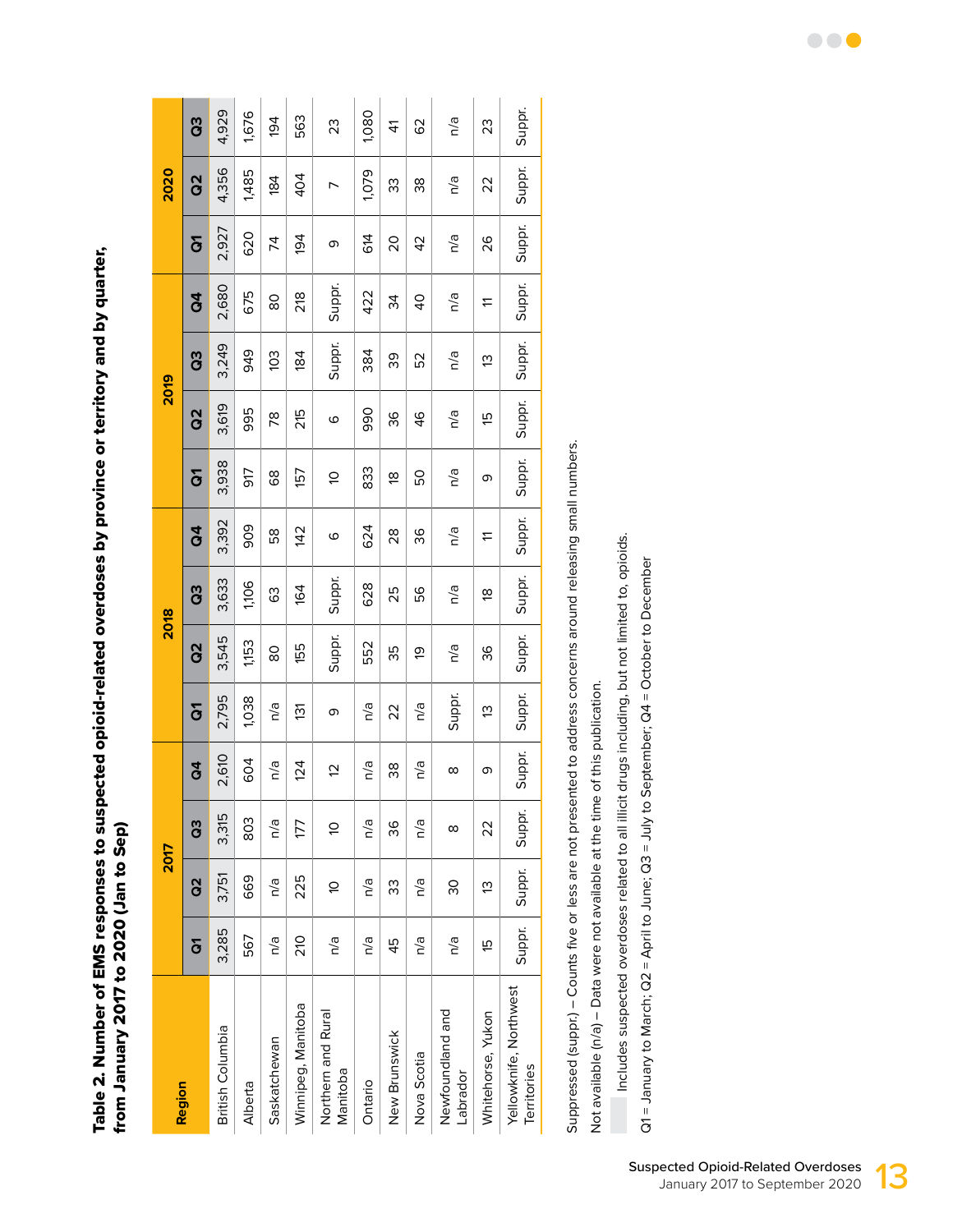**Table 2. Number of EMS responses to suspected opioid-related overdoses by province or territory and by quarter, from January 2017 to 2020 (Jan to Sep)**

| Region | 2017 | | | | 2018 | | | | 2019 | | | | 2020 | | |
|---|---|---|---|---|---|---|---|---|---|---|---|---|---|---|---|
| | Q1 | Q2 | Q3 | Q4 | Q1 | Q2 | Q3 | Q4 | Q1 | Q2 | Q3 | Q4 | Q1 | Q2 | Q3 |
| British Columbia | 3,285 | 3,751 | 3,315 | 2,610 | 2,795 | 3,545 | 3,633 | 3,392 | 3,938 | 3,619 | 3,249 | 2,680 | 2,927 | 4,356 | 4,929 |
| Alberta | 567 | 669 | 803 | 604 | 1,038 | 1,153 | 1,106 | 909 | 917 | 995 | 949 | 675 | 620 | 1,485 | 1,676 |
| Saskatchewan | n/a | n/a | n/a | n/a | n/a | 80 | 63 | 58 | 68 | 78 | 103 | 80 | 74 | 184 | 194 |
| Winnipeg, Manitoba | 210 | 225 | 177 | 124 | 131 | 155 | 164 | 142 | 157 | 215 | 184 | 218 | 194 | 404 | 563 |
| Northern and Rural Manitoba | n/a | 10 | 10 | 12 | 9 | Suppr. | Suppr. | 6 | 10 | 6 | Suppr. | Suppr. | 9 | 7 | 23 |
| Ontario | n/a | n/a | n/a | n/a | n/a | 552 | 628 | 624 | 833 | 990 | 384 | 422 | 614 | 1,079 | 1,080 |
| New Brunswick | 45 | 33 | 36 | 38 | 22 | 35 | 25 | 28 | 18 | 36 | 39 | 34 | 20 | 33 | 41 |
| Nova Scotia | n/a | n/a | n/a | n/a | n/a | 19 | 56 | 36 | 50 | 46 | 52 | 40 | 42 | 38 | 62 |
| Newfoundland and Labrador | n/a | 30 | 8 | 8 | Suppr. | n/a | n/a | n/a | n/a | n/a | n/a | n/a | n/a | n/a | n/a |
| Whitehorse, Yukon | 15 | 13 | 22 | 9 | 13 | 36 | 18 | 11 | 9 | 15 | 13 | 11 | 26 | 22 | 23 |
| Yellowknife, Northwest Territories | Suppr. | Suppr. | Suppr. | Suppr. | Suppr. | Suppr. | Suppr. | Suppr. | Suppr. | Suppr. | Suppr. | Suppr. | Suppr. | Suppr. | Suppr. |

Suppressed (suppr.) – Counts five or less are not presented to address concerns around releasing small numbers.

Not available (n/a) – Data were not available at the time of this publication.

Includes suspected overdoses related to all illicit drugs including, but not limited to, opioids.

Q1 = January to March; Q2 = April to June; Q3 = July to September; Q4 = October to December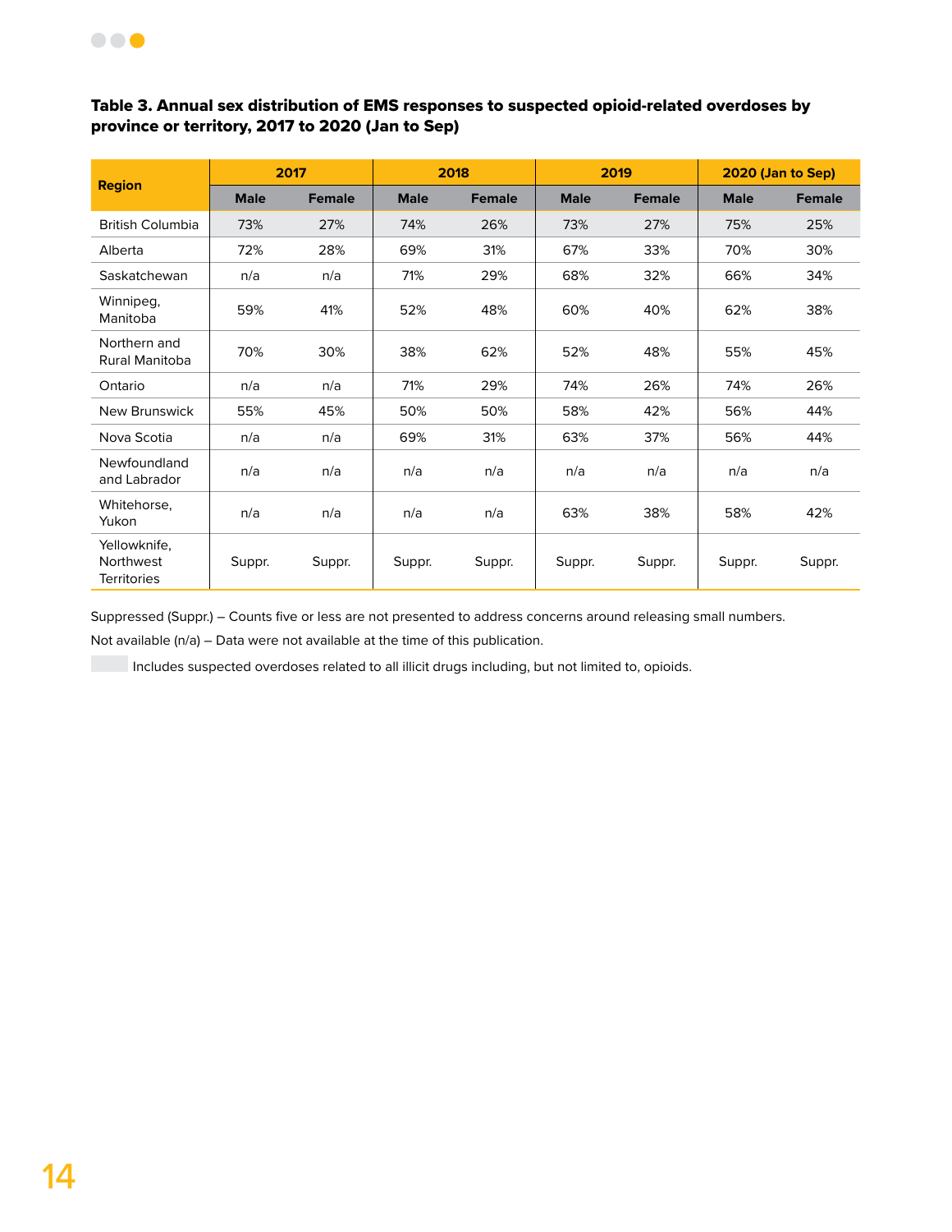**Table 3. Annual sex distribution of EMS responses to suspected opioid-related overdoses by province or territory, 2017 to 2020 (Jan to Sep)**

| Region | 2017 | | 2018 | | 2019 | | 2020 (Jan to Sep) | |
|---|---|---|---|---|---|---|---|---|
| | Male | Female | Male | Female | Male | Female | Male | Female |
| British Columbia | 73% | 27% | 74% | 26% | 73% | 27% | 75% | 25% |
| Alberta | 72% | 28% | 69% | 31% | 67% | 33% | 70% | 30% |
| Saskatchewan | n/a | n/a | 71% | 29% | 68% | 32% | 66% | 34% |
| Winnipeg, Manitoba | 59% | 41% | 52% | 48% | 60% | 40% | 62% | 38% |
| Northern and Rural Manitoba | 70% | 30% | 38% | 62% | 52% | 48% | 55% | 45% |
| Ontario | n/a | n/a | 71% | 29% | 74% | 26% | 74% | 26% |
| New Brunswick | 55% | 45% | 50% | 50% | 58% | 42% | 56% | 44% |
| Nova Scotia | n/a | n/a | 69% | 31% | 63% | 37% | 56% | 44% |
| Newfoundland and Labrador | n/a | n/a | n/a | n/a | n/a | n/a | n/a | n/a |
| Whitehorse, Yukon | n/a | n/a | n/a | n/a | 63% | 38% | 58% | 42% |
| Yellowknife, Northwest Territories | Suppr. | Suppr. | Suppr. | Suppr. | Suppr. | Suppr. | Suppr. | Suppr. |

Suppressed (Suppr.) – Counts five or less are not presented to address concerns around releasing small numbers.

Not available (n/a) – Data were not available at the time of this publication.

Includes suspected overdoses related to all illicit drugs including, but not limited to, opioids.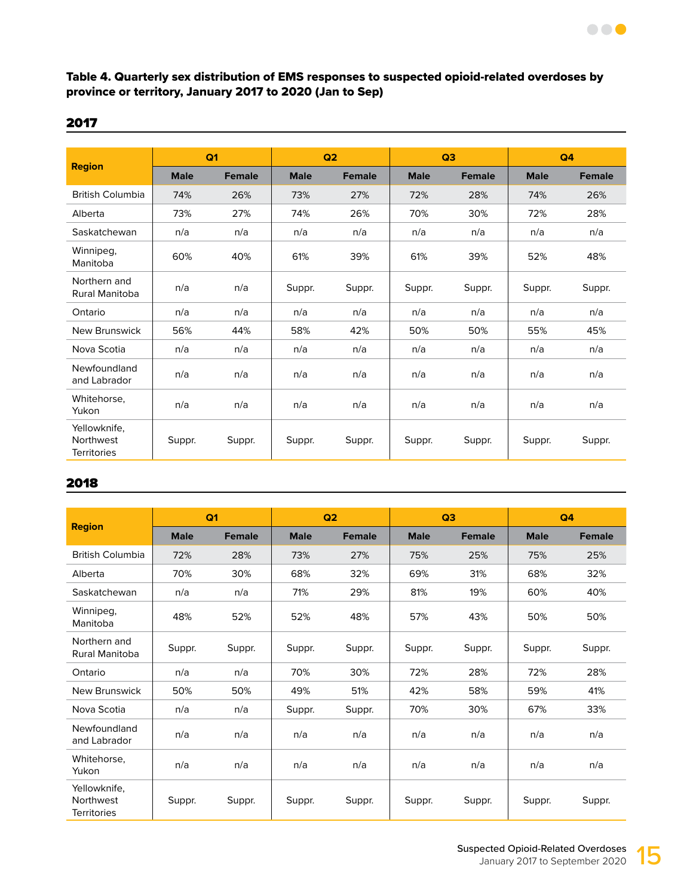**Table 4. Quarterly sex distribution of EMS responses to suspected opioid-related overdoses by province or territory, January 2017 to 2020 (Jan to Sep)**

## 2017

| Region | Q1 | | Q2 | | Q3 | | Q4 | |
|---|---|---|---|---|---|---|---|---|
| | Male | Female | Male | Female | Male | Female | Male | Female |
| British Columbia | 74% | 26% | 73% | 27% | 72% | 28% | 74% | 26% |
| Alberta | 73% | 27% | 74% | 26% | 70% | 30% | 72% | 28% |
| Saskatchewan | n/a | n/a | n/a | n/a | n/a | n/a | n/a | n/a |
| Winnipeg, Manitoba | 60% | 40% | 61% | 39% | 61% | 39% | 52% | 48% |
| Northern and Rural Manitoba | n/a | n/a | Suppr. | Suppr. | Suppr. | Suppr. | Suppr. | Suppr. |
| Ontario | n/a | n/a | n/a | n/a | n/a | n/a | n/a | n/a |
| New Brunswick | 56% | 44% | 58% | 42% | 50% | 50% | 55% | 45% |
| Nova Scotia | n/a | n/a | n/a | n/a | n/a | n/a | n/a | n/a |
| Newfoundland and Labrador | n/a | n/a | n/a | n/a | n/a | n/a | n/a | n/a |
| Whitehorse, Yukon | n/a | n/a | n/a | n/a | n/a | n/a | n/a | n/a |
| Yellowknife, Northwest Territories | Suppr. | Suppr. | Suppr. | Suppr. | Suppr. | Suppr. | Suppr. | Suppr. |

## 2018

| Region | Q1 | | Q2 | | Q3 | | Q4 | |
|---|---|---|---|---|---|---|---|---|
| | Male | Female | Male | Female | Male | Female | Male | Female |
| British Columbia | 72% | 28% | 73% | 27% | 75% | 25% | 75% | 25% |
| Alberta | 70% | 30% | 68% | 32% | 69% | 31% | 68% | 32% |
| Saskatchewan | n/a | n/a | 71% | 29% | 81% | 19% | 60% | 40% |
| Winnipeg, Manitoba | 48% | 52% | 52% | 48% | 57% | 43% | 50% | 50% |
| Northern and Rural Manitoba | Suppr. | Suppr. | Suppr. | Suppr. | Suppr. | Suppr. | Suppr. | Suppr. |
| Ontario | n/a | n/a | 70% | 30% | 72% | 28% | 72% | 28% |
| New Brunswick | 50% | 50% | 49% | 51% | 42% | 58% | 59% | 41% |
| Nova Scotia | n/a | n/a | Suppr. | Suppr. | 70% | 30% | 67% | 33% |
| Newfoundland and Labrador | n/a | n/a | n/a | n/a | n/a | n/a | n/a | n/a |
| Whitehorse, Yukon | n/a | n/a | n/a | n/a | n/a | n/a | n/a | n/a |
| Yellowknife, Northwest Territories | Suppr. | Suppr. | Suppr. | Suppr. | Suppr. | Suppr. | Suppr. | Suppr. |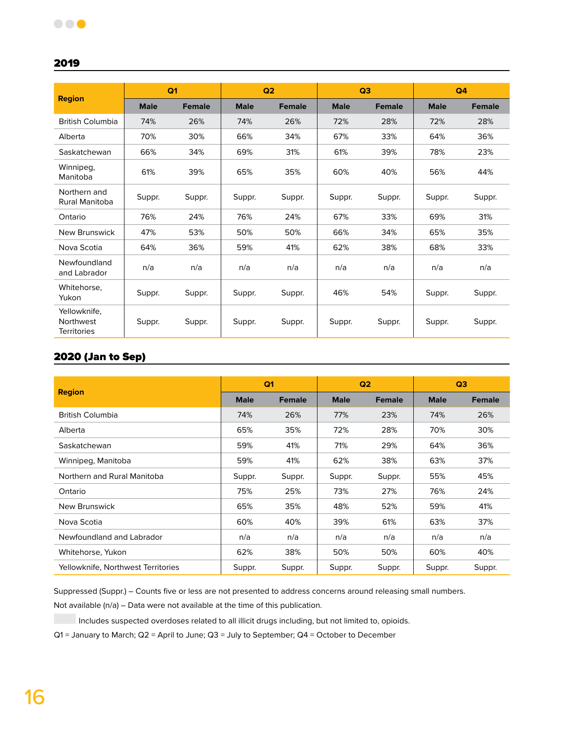## 2019

| Region | Q1 | | Q2 | | Q3 | | Q4 | |
|---|---|---|---|---|---|---|---|---|
| | Male | Female | Male | Female | Male | Female | Male | Female |
| British Columbia | 74% | 26% | 74% | 26% | 72% | 28% | 72% | 28% |
| Alberta | 70% | 30% | 66% | 34% | 67% | 33% | 64% | 36% |
| Saskatchewan | 66% | 34% | 69% | 31% | 61% | 39% | 78% | 23% |
| Winnipeg, Manitoba | 61% | 39% | 65% | 35% | 60% | 40% | 56% | 44% |
| Northern and Rural Manitoba | Suppr. | Suppr. | Suppr. | Suppr. | Suppr. | Suppr. | Suppr. | Suppr. |
| Ontario | 76% | 24% | 76% | 24% | 67% | 33% | 69% | 31% |
| New Brunswick | 47% | 53% | 50% | 50% | 66% | 34% | 65% | 35% |
| Nova Scotia | 64% | 36% | 59% | 41% | 62% | 38% | 68% | 33% |
| Newfoundland and Labrador | n/a | n/a | n/a | n/a | n/a | n/a | n/a | n/a |
| Whitehorse, Yukon | Suppr. | Suppr. | Suppr. | Suppr. | 46% | 54% | Suppr. | Suppr. |
| Yellowknife, Northwest Territories | Suppr. | Suppr. | Suppr. | Suppr. | Suppr. | Suppr. | Suppr. | Suppr. |

## 2020 (Jan to Sep)

| Region | Q1 | | Q2 | | Q3 | |
|---|---|---|---|---|---|---|
| | Male | Female | Male | Female | Male | Female |
| British Columbia | 74% | 26% | 77% | 23% | 74% | 26% |
| Alberta | 65% | 35% | 72% | 28% | 70% | 30% |
| Saskatchewan | 59% | 41% | 71% | 29% | 64% | 36% |
| Winnipeg, Manitoba | 59% | 41% | 62% | 38% | 63% | 37% |
| Northern and Rural Manitoba | Suppr. | Suppr. | Suppr. | Suppr. | 55% | 45% |
| Ontario | 75% | 25% | 73% | 27% | 76% | 24% |
| New Brunswick | 65% | 35% | 48% | 52% | 59% | 41% |
| Nova Scotia | 60% | 40% | 39% | 61% | 63% | 37% |
| Newfoundland and Labrador | n/a | n/a | n/a | n/a | n/a | n/a |
| Whitehorse, Yukon | 62% | 38% | 50% | 50% | 60% | 40% |
| Yellowknife, Northwest Territories | Suppr. | Suppr. | Suppr. | Suppr. | Suppr. | Suppr. |

Suppressed (Suppr.) – Counts five or less are not presented to address concerns around releasing small numbers.

Not available (n/a) – Data were not available at the time of this publication.

Includes suspected overdoses related to all illicit drugs including, but not limited to, opioids.

Q1 = January to March; Q2 = April to June; Q3 = July to September; Q4 = October to December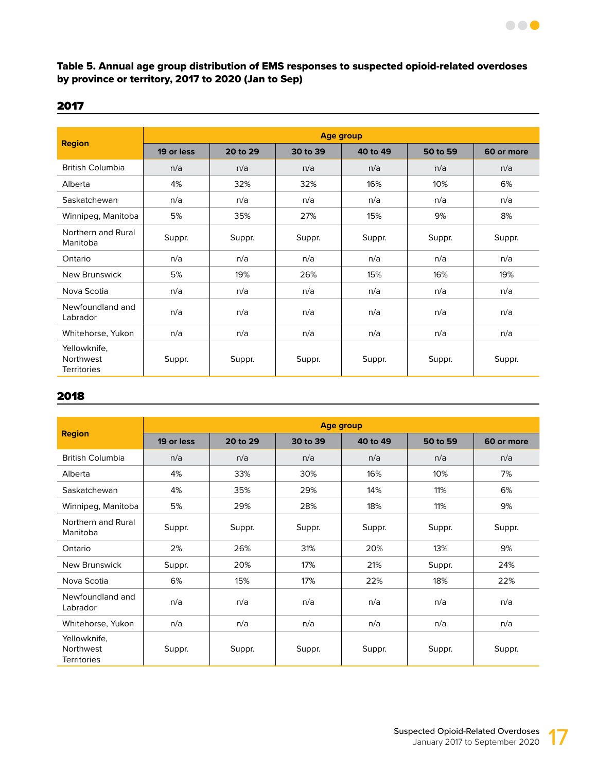**Table 5. Annual age group distribution of EMS responses to suspected opioid-related overdoses by province or territory, 2017 to 2020 (Jan to Sep)**

## 2017

| Region | Age group | | | | | |
|---|---|---|---|---|---|---|
| | 19 or less | 20 to 29 | 30 to 39 | 40 to 49 | 50 to 59 | 60 or more |
| British Columbia | n/a | n/a | n/a | n/a | n/a | n/a |
| Alberta | 4% | 32% | 32% | 16% | 10% | 6% |
| Saskatchewan | n/a | n/a | n/a | n/a | n/a | n/a |
| Winnipeg, Manitoba | 5% | 35% | 27% | 15% | 9% | 8% |
| Northern and Rural Manitoba | Suppr. | Suppr. | Suppr. | Suppr. | Suppr. | Suppr. |
| Ontario | n/a | n/a | n/a | n/a | n/a | n/a |
| New Brunswick | 5% | 19% | 26% | 15% | 16% | 19% |
| Nova Scotia | n/a | n/a | n/a | n/a | n/a | n/a |
| Newfoundland and Labrador | n/a | n/a | n/a | n/a | n/a | n/a |
| Whitehorse, Yukon | n/a | n/a | n/a | n/a | n/a | n/a |
| Yellowknife, Northwest Territories | Suppr. | Suppr. | Suppr. | Suppr. | Suppr. | Suppr. |

## 2018

| Region | Age group | | | | | |
|---|---|---|---|---|---|---|
| | 19 or less | 20 to 29 | 30 to 39 | 40 to 49 | 50 to 59 | 60 or more |
| British Columbia | n/a | n/a | n/a | n/a | n/a | n/a |
| Alberta | 4% | 33% | 30% | 16% | 10% | 7% |
| Saskatchewan | 4% | 35% | 29% | 14% | 11% | 6% |
| Winnipeg, Manitoba | 5% | 29% | 28% | 18% | 11% | 9% |
| Northern and Rural Manitoba | Suppr. | Suppr. | Suppr. | Suppr. | Suppr. | Suppr. |
| Ontario | 2% | 26% | 31% | 20% | 13% | 9% |
| New Brunswick | Suppr. | 20% | 17% | 21% | Suppr. | 24% |
| Nova Scotia | 6% | 15% | 17% | 22% | 18% | 22% |
| Newfoundland and Labrador | n/a | n/a | n/a | n/a | n/a | n/a |
| Whitehorse, Yukon | n/a | n/a | n/a | n/a | n/a | n/a |
| Yellowknife, Northwest Territories | Suppr. | Suppr. | Suppr. | Suppr. | Suppr. | Suppr. |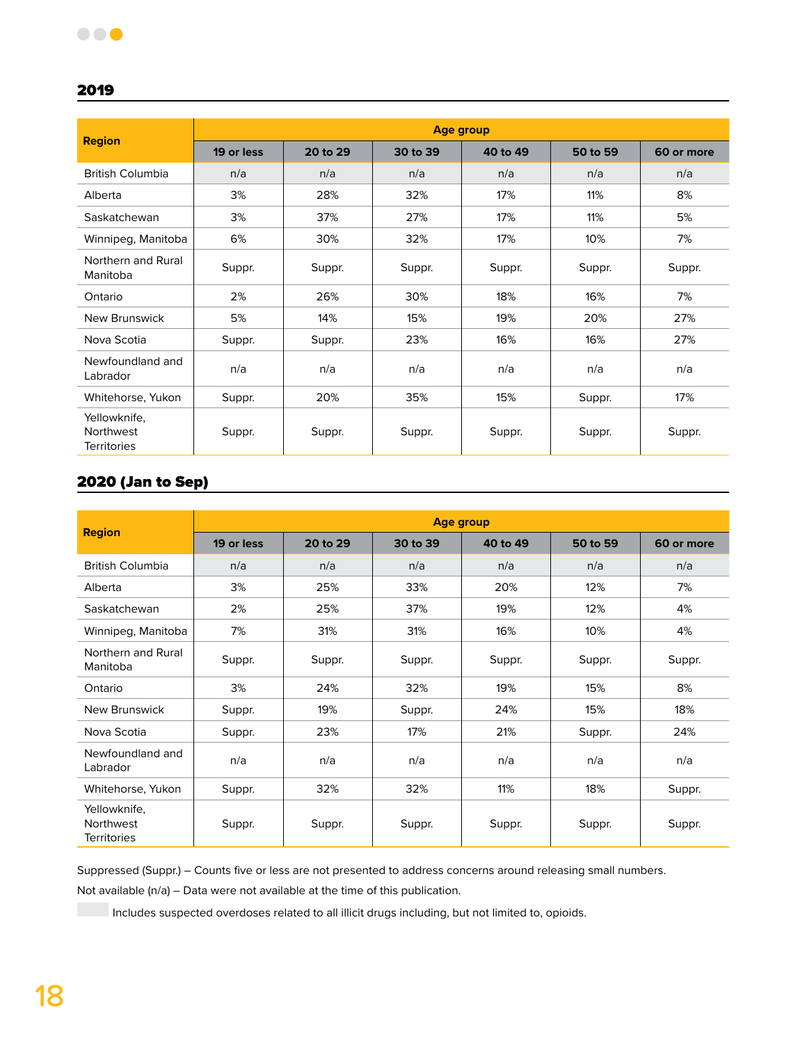## 2019

| Region | Age group | | | | | |
|---|---|---|---|---|---|---|
| | 19 or less | 20 to 29 | 30 to 39 | 40 to 49 | 50 to 59 | 60 or more |
| British Columbia | n/a | n/a | n/a | n/a | n/a | n/a |
| Alberta | 3% | 28% | 32% | 17% | 11% | 8% |
| Saskatchewan | 3% | 37% | 27% | 17% | 11% | 5% |
| Winnipeg, Manitoba | 6% | 30% | 32% | 17% | 10% | 7% |
| Northern and Rural Manitoba | Suppr. | Suppr. | Suppr. | Suppr. | Suppr. | Suppr. |
| Ontario | 2% | 26% | 30% | 18% | 16% | 7% |
| New Brunswick | 5% | 14% | 15% | 19% | 20% | 27% |
| Nova Scotia | Suppr. | Suppr. | 23% | 16% | 16% | 27% |
| Newfoundland and Labrador | n/a | n/a | n/a | n/a | n/a | n/a |
| Whitehorse, Yukon | Suppr. | 20% | 35% | 15% | Suppr. | 17% |
| Yellowknife, Northwest Territories | Suppr. | Suppr. | Suppr. | Suppr. | Suppr. | Suppr. |

## 2020 (Jan to Sep)

| Region | Age group | | | | | |
|---|---|---|---|---|---|---|
| | 19 or less | 20 to 29 | 30 to 39 | 40 to 49 | 50 to 59 | 60 or more |
| British Columbia | n/a | n/a | n/a | n/a | n/a | n/a |
| Alberta | 3% | 25% | 33% | 20% | 12% | 7% |
| Saskatchewan | 2% | 25% | 37% | 19% | 12% | 4% |
| Winnipeg, Manitoba | 7% | 31% | 31% | 16% | 10% | 4% |
| Northern and Rural Manitoba | Suppr. | Suppr. | Suppr. | Suppr. | Suppr. | Suppr. |
| Ontario | 3% | 24% | 32% | 19% | 15% | 8% |
| New Brunswick | Suppr. | 19% | Suppr. | 24% | 15% | 18% |
| Nova Scotia | Suppr. | 23% | 17% | 21% | Suppr. | 24% |
| Newfoundland and Labrador | n/a | n/a | n/a | n/a | n/a | n/a |
| Whitehorse, Yukon | Suppr. | 32% | 32% | 11% | 18% | Suppr. |
| Yellowknife, Northwest Territories | Suppr. | Suppr. | Suppr. | Suppr. | Suppr. | Suppr. |

Suppressed (Suppr.) – Counts five or less are not presented to address concerns around releasing small numbers.

Not available (n/a) – Data were not available at the time of this publication.

Includes suspected overdoses related to all illicit drugs including, but not limited to, opioids.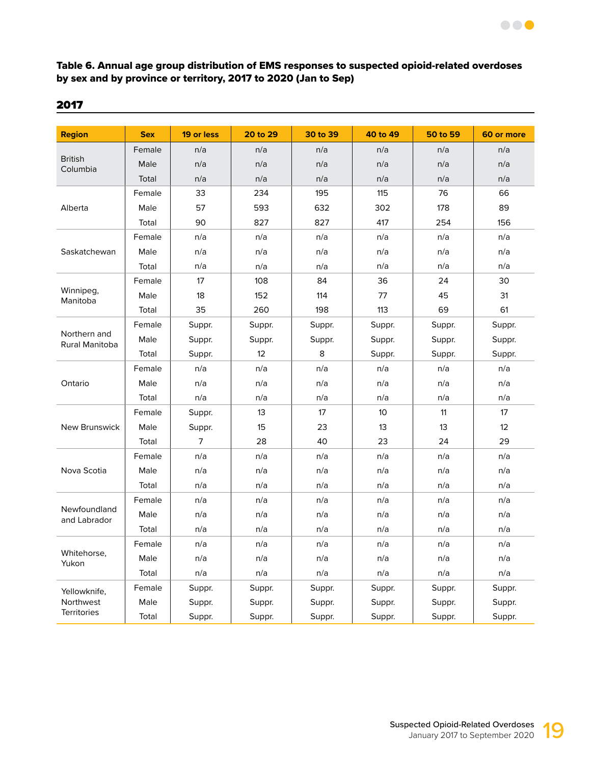**Table 6. Annual age group distribution of EMS responses to suspected opioid-related overdoses by sex and by province or territory, 2017 to 2020 (Jan to Sep)**

## 2017

| Region | Sex | 19 or less | 20 to 29 | 30 to 39 | 40 to 49 | 50 to 59 | 60 or more |
|---|---|---|---|---|---|---|---|
| British Columbia | Female | n/a | n/a | n/a | n/a | n/a | n/a |
| | Male | n/a | n/a | n/a | n/a | n/a | n/a |
| | Total | n/a | n/a | n/a | n/a | n/a | n/a |
| Alberta | Female | 33 | 234 | 195 | 115 | 76 | 66 |
| | Male | 57 | 593 | 632 | 302 | 178 | 89 |
| | Total | 90 | 827 | 827 | 417 | 254 | 156 |
| Saskatchewan | Female | n/a | n/a | n/a | n/a | n/a | n/a |
| | Male | n/a | n/a | n/a | n/a | n/a | n/a |
| | Total | n/a | n/a | n/a | n/a | n/a | n/a |
| Winnipeg, Manitoba | Female | 17 | 108 | 84 | 36 | 24 | 30 |
| | Male | 18 | 152 | 114 | 77 | 45 | 31 |
| | Total | 35 | 260 | 198 | 113 | 69 | 61 |
| Northern and Rural Manitoba | Female | Suppr. | Suppr. | Suppr. | Suppr. | Suppr. | Suppr. |
| | Male | Suppr. | Suppr. | Suppr. | Suppr. | Suppr. | Suppr. |
| | Total | Suppr. | 12 | 8 | Suppr. | Suppr. | Suppr. |
| Ontario | Female | n/a | n/a | n/a | n/a | n/a | n/a |
| | Male | n/a | n/a | n/a | n/a | n/a | n/a |
| | Total | n/a | n/a | n/a | n/a | n/a | n/a |
| New Brunswick | Female | Suppr. | 13 | 17 | 10 | 11 | 17 |
| | Male | Suppr. | 15 | 23 | 13 | 13 | 12 |
| | Total | 7 | 28 | 40 | 23 | 24 | 29 |
| Nova Scotia | Female | n/a | n/a | n/a | n/a | n/a | n/a |
| | Male | n/a | n/a | n/a | n/a | n/a | n/a |
| | Total | n/a | n/a | n/a | n/a | n/a | n/a |
| Newfoundland and Labrador | Female | n/a | n/a | n/a | n/a | n/a | n/a |
| | Male | n/a | n/a | n/a | n/a | n/a | n/a |
| | Total | n/a | n/a | n/a | n/a | n/a | n/a |
| Whitehorse, Yukon | Female | n/a | n/a | n/a | n/a | n/a | n/a |
| | Male | n/a | n/a | n/a | n/a | n/a | n/a |
| | Total | n/a | n/a | n/a | n/a | n/a | n/a |
| Yellowknife, Northwest Territories | Female | Suppr. | Suppr. | Suppr. | Suppr. | Suppr. | Suppr. |
| | Male | Suppr. | Suppr. | Suppr. | Suppr. | Suppr. | Suppr. |
| | Total | Suppr. | Suppr. | Suppr. | Suppr. | Suppr. | Suppr. |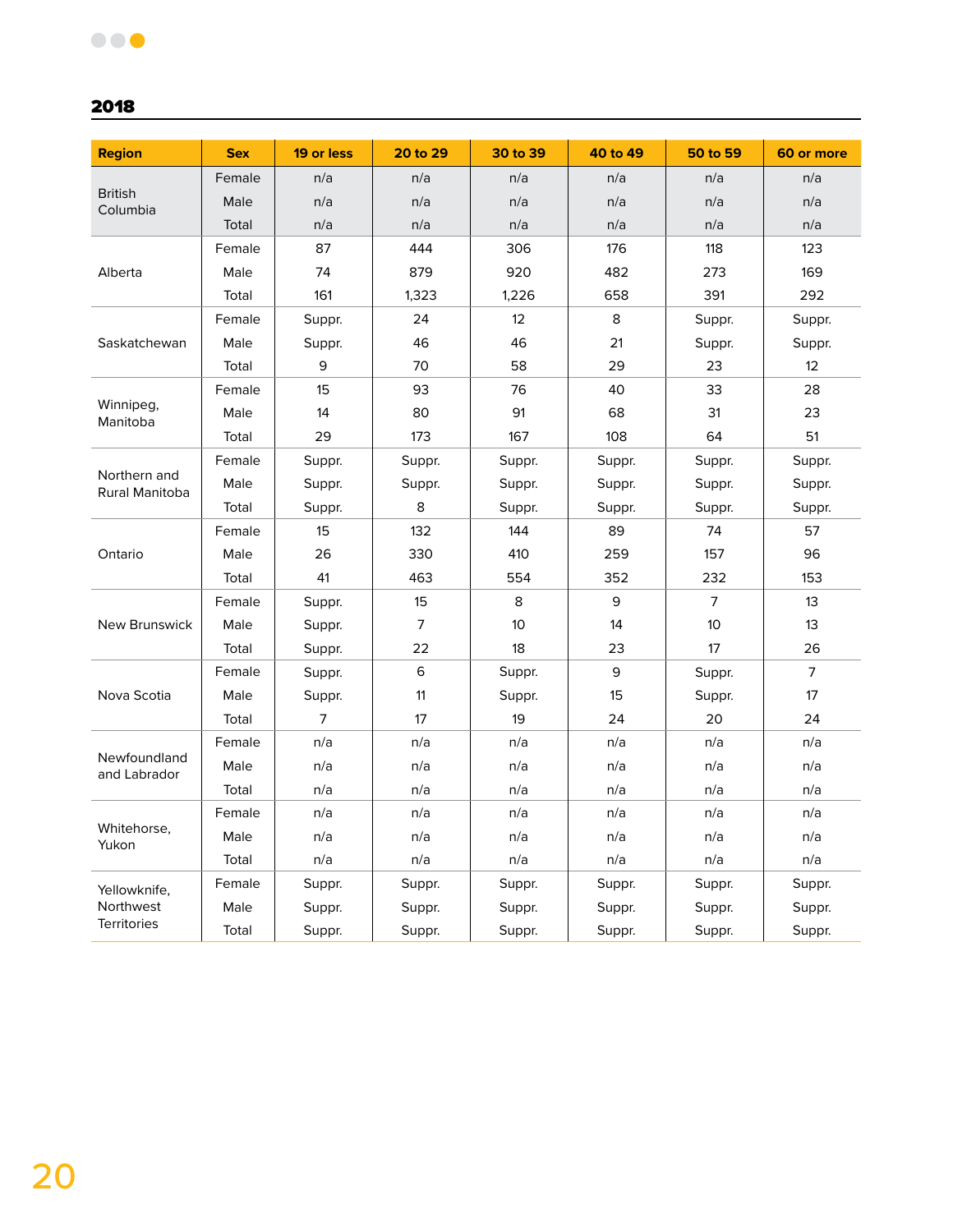## 2018

| Region | Sex | 19 or less | 20 to 29 | 30 to 39 | 40 to 49 | 50 to 59 | 60 or more |
|---|---|---|---|---|---|---|---|
| British Columbia | Female | n/a | n/a | n/a | n/a | n/a | n/a |
| | Male | n/a | n/a | n/a | n/a | n/a | n/a |
| | Total | n/a | n/a | n/a | n/a | n/a | n/a |
| Alberta | Female | 87 | 444 | 306 | 176 | 118 | 123 |
| | Male | 74 | 879 | 920 | 482 | 273 | 169 |
| | Total | 161 | 1,323 | 1,226 | 658 | 391 | 292 |
| Saskatchewan | Female | Suppr. | 24 | 12 | 8 | Suppr. | Suppr. |
| | Male | Suppr. | 46 | 46 | 21 | Suppr. | Suppr. |
| | Total | 9 | 70 | 58 | 29 | 23 | 12 |
| Winnipeg, Manitoba | Female | 15 | 93 | 76 | 40 | 33 | 28 |
| | Male | 14 | 80 | 91 | 68 | 31 | 23 |
| | Total | 29 | 173 | 167 | 108 | 64 | 51 |
| Northern and Rural Manitoba | Female | Suppr. | Suppr. | Suppr. | Suppr. | Suppr. | Suppr. |
| | Male | Suppr. | Suppr. | Suppr. | Suppr. | Suppr. | Suppr. |
| | Total | Suppr. | 8 | Suppr. | Suppr. | Suppr. | Suppr. |
| Ontario | Female | 15 | 132 | 144 | 89 | 74 | 57 |
| | Male | 26 | 330 | 410 | 259 | 157 | 96 |
| | Total | 41 | 463 | 554 | 352 | 232 | 153 |
| New Brunswick | Female | Suppr. | 15 | 8 | 9 | 7 | 13 |
| | Male | Suppr. | 7 | 10 | 14 | 10 | 13 |
| | Total | Suppr. | 22 | 18 | 23 | 17 | 26 |
| Nova Scotia | Female | Suppr. | 6 | Suppr. | 9 | Suppr. | 7 |
| | Male | Suppr. | 11 | Suppr. | 15 | Suppr. | 17 |
| | Total | 7 | 17 | 19 | 24 | 20 | 24 |
| Newfoundland and Labrador | Female | n/a | n/a | n/a | n/a | n/a | n/a |
| | Male | n/a | n/a | n/a | n/a | n/a | n/a |
| | Total | n/a | n/a | n/a | n/a | n/a | n/a |
| Whitehorse, Yukon | Female | n/a | n/a | n/a | n/a | n/a | n/a |
| | Male | n/a | n/a | n/a | n/a | n/a | n/a |
| | Total | n/a | n/a | n/a | n/a | n/a | n/a |
| Yellowknife, Northwest Territories | Female | Suppr. | Suppr. | Suppr. | Suppr. | Suppr. | Suppr. |
| | Male | Suppr. | Suppr. | Suppr. | Suppr. | Suppr. | Suppr. |
| | Total | Suppr. | Suppr. | Suppr. | Suppr. | Suppr. | Suppr. |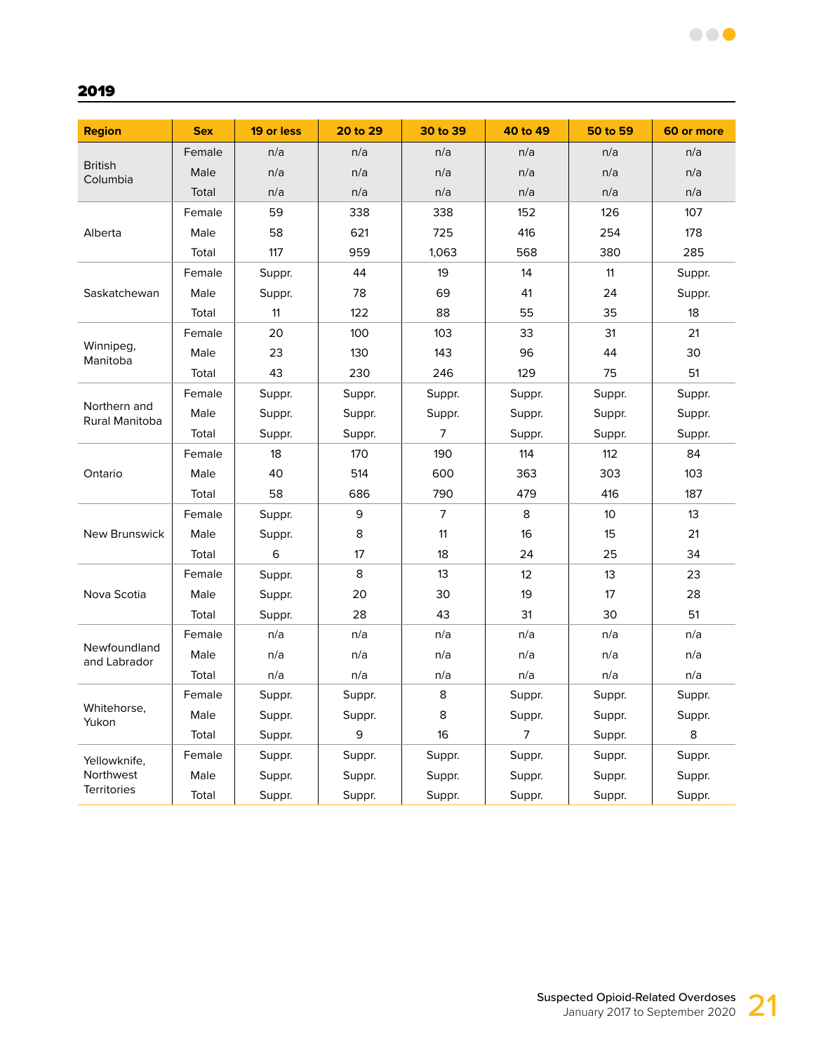## 2019

| Region | Sex | 19 or less | 20 to 29 | 30 to 39 | 40 to 49 | 50 to 59 | 60 or more |
|---|---|---|---|---|---|---|---|
| British Columbia | Female | n/a | n/a | n/a | n/a | n/a | n/a |
| | Male | n/a | n/a | n/a | n/a | n/a | n/a |
| | Total | n/a | n/a | n/a | n/a | n/a | n/a |
| Alberta | Female | 59 | 338 | 338 | 152 | 126 | 107 |
| | Male | 58 | 621 | 725 | 416 | 254 | 178 |
| | Total | 117 | 959 | 1,063 | 568 | 380 | 285 |
| Saskatchewan | Female | Suppr. | 44 | 19 | 14 | 11 | Suppr. |
| | Male | Suppr. | 78 | 69 | 41 | 24 | Suppr. |
| | Total | 11 | 122 | 88 | 55 | 35 | 18 |
| Winnipeg, Manitoba | Female | 20 | 100 | 103 | 33 | 31 | 21 |
| | Male | 23 | 130 | 143 | 96 | 44 | 30 |
| | Total | 43 | 230 | 246 | 129 | 75 | 51 |
| Northern and Rural Manitoba | Female | Suppr. | Suppr. | Suppr. | Suppr. | Suppr. | Suppr. |
| | Male | Suppr. | Suppr. | Suppr. | Suppr. | Suppr. | Suppr. |
| | Total | Suppr. | Suppr. | 7 | Suppr. | Suppr. | Suppr. |
| Ontario | Female | 18 | 170 | 190 | 114 | 112 | 84 |
| | Male | 40 | 514 | 600 | 363 | 303 | 103 |
| | Total | 58 | 686 | 790 | 479 | 416 | 187 |
| New Brunswick | Female | Suppr. | 9 | 7 | 8 | 10 | 13 |
| | Male | Suppr. | 8 | 11 | 16 | 15 | 21 |
| | Total | 6 | 17 | 18 | 24 | 25 | 34 |
| Nova Scotia | Female | Suppr. | 8 | 13 | 12 | 13 | 23 |
| | Male | Suppr. | 20 | 30 | 19 | 17 | 28 |
| | Total | Suppr. | 28 | 43 | 31 | 30 | 51 |
| Newfoundland and Labrador | Female | n/a | n/a | n/a | n/a | n/a | n/a |
| | Male | n/a | n/a | n/a | n/a | n/a | n/a |
| | Total | n/a | n/a | n/a | n/a | n/a | n/a |
| Whitehorse, Yukon | Female | Suppr. | Suppr. | 8 | Suppr. | Suppr. | Suppr. |
| | Male | Suppr. | Suppr. | 8 | Suppr. | Suppr. | Suppr. |
| | Total | Suppr. | 9 | 16 | 7 | Suppr. | 8 |
| Yellowknife, Northwest Territories | Female | Suppr. | Suppr. | Suppr. | Suppr. | Suppr. | Suppr. |
| | Male | Suppr. | Suppr. | Suppr. | Suppr. | Suppr. | Suppr. |
| | Total | Suppr. | Suppr. | Suppr. | Suppr. | Suppr. | Suppr. |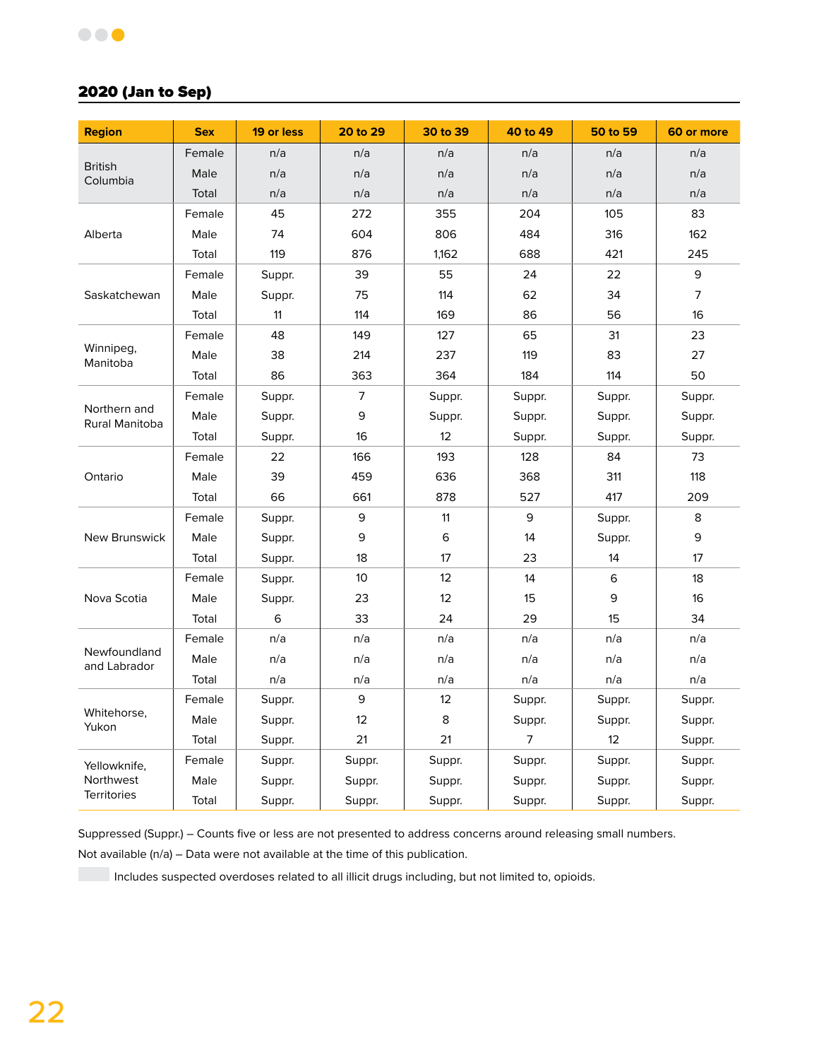## 2020 (Jan to Sep)

| Region | Sex | 19 or less | 20 to 29 | 30 to 39 | 40 to 49 | 50 to 59 | 60 or more |
|---|---|---|---|---|---|---|---|
| British Columbia | Female | n/a | n/a | n/a | n/a | n/a | n/a |
| | Male | n/a | n/a | n/a | n/a | n/a | n/a |
| | Total | n/a | n/a | n/a | n/a | n/a | n/a |
| Alberta | Female | 45 | 272 | 355 | 204 | 105 | 83 |
| | Male | 74 | 604 | 806 | 484 | 316 | 162 |
| | Total | 119 | 876 | 1,162 | 688 | 421 | 245 |
| Saskatchewan | Female | Suppr. | 39 | 55 | 24 | 22 | 9 |
| | Male | Suppr. | 75 | 114 | 62 | 34 | 7 |
| | Total | 11 | 114 | 169 | 86 | 56 | 16 |
| Winnipeg, Manitoba | Female | 48 | 149 | 127 | 65 | 31 | 23 |
| | Male | 38 | 214 | 237 | 119 | 83 | 27 |
| | Total | 86 | 363 | 364 | 184 | 114 | 50 |
| Northern and Rural Manitoba | Female | Suppr. | 7 | Suppr. | Suppr. | Suppr. | Suppr. |
| | Male | Suppr. | 9 | Suppr. | Suppr. | Suppr. | Suppr. |
| | Total | Suppr. | 16 | 12 | Suppr. | Suppr. | Suppr. |
| Ontario | Female | 22 | 166 | 193 | 128 | 84 | 73 |
| | Male | 39 | 459 | 636 | 368 | 311 | 118 |
| | Total | 66 | 661 | 878 | 527 | 417 | 209 |
| New Brunswick | Female | Suppr. | 9 | 11 | 9 | Suppr. | 8 |
| | Male | Suppr. | 9 | 6 | 14 | Suppr. | 9 |
| | Total | Suppr. | 18 | 17 | 23 | 14 | 17 |
| Nova Scotia | Female | Suppr. | 10 | 12 | 14 | 6 | 18 |
| | Male | Suppr. | 23 | 12 | 15 | 9 | 16 |
| | Total | 6 | 33 | 24 | 29 | 15 | 34 |
| Newfoundland and Labrador | Female | n/a | n/a | n/a | n/a | n/a | n/a |
| | Male | n/a | n/a | n/a | n/a | n/a | n/a |
| | Total | n/a | n/a | n/a | n/a | n/a | n/a |
| Whitehorse, Yukon | Female | Suppr. | 9 | 12 | Suppr. | Suppr. | Suppr. |
| | Male | Suppr. | 12 | 8 | Suppr. | Suppr. | Suppr. |
| | Total | Suppr. | 21 | 21 | 7 | 12 | Suppr. |
| Yellowknife, Northwest Territories | Female | Suppr. | Suppr. | Suppr. | Suppr. | Suppr. | Suppr. |
| | Male | Suppr. | Suppr. | Suppr. | Suppr. | Suppr. | Suppr. |
| | Total | Suppr. | Suppr. | Suppr. | Suppr. | Suppr. | Suppr. |

Suppressed (Suppr.) – Counts five or less are not presented to address concerns around releasing small numbers.

Not available (n/a) – Data were not available at the time of this publication.

Includes suspected overdoses related to all illicit drugs including, but not limited to, opioids.